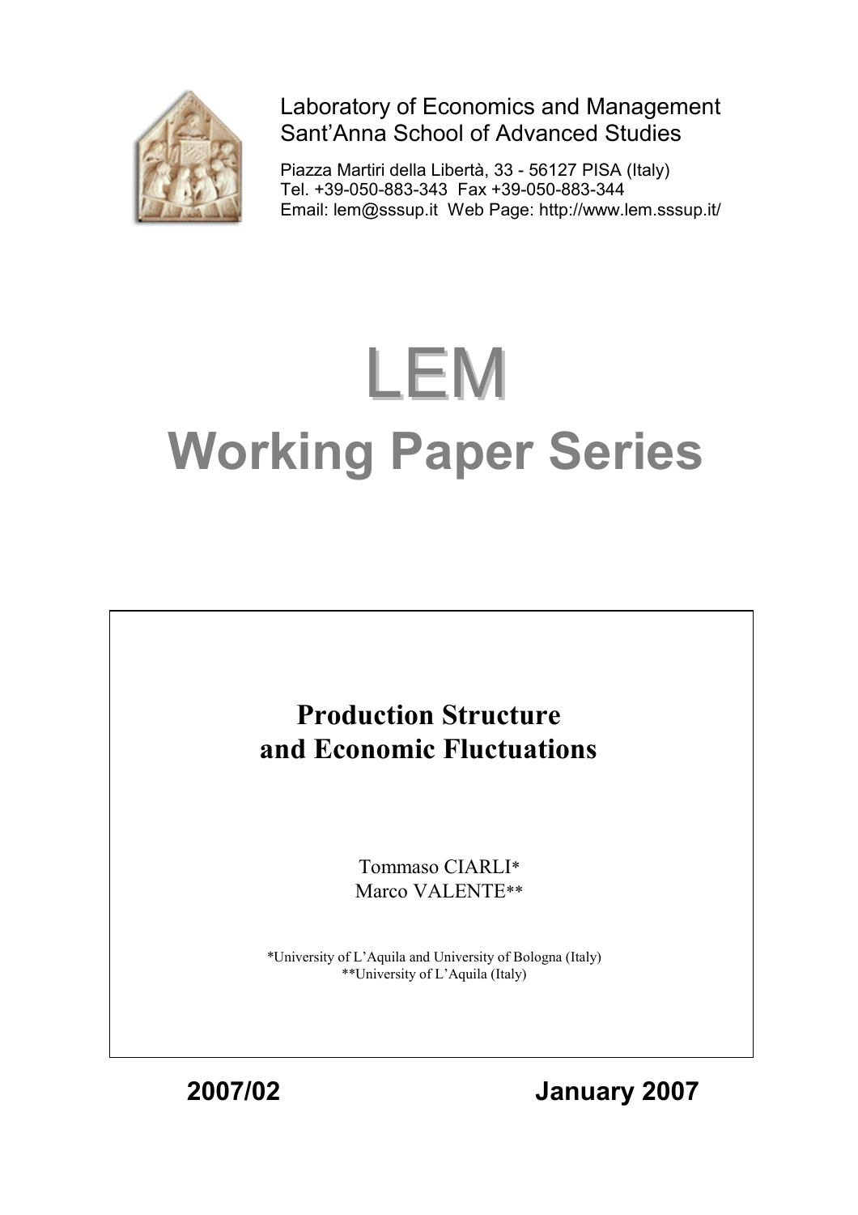Laboratory of Economics and Management
Sant'Anna School of Advanced Studies

Piazza Martiri della Libertà, 33 - 56127 PISA (Italy)
Tel. +39-050-883-343 Fax +39-050-883-344
Email: lem@sssup.it Web Page: http://www.lem.sssup.it/

# LEM
# Working Paper Series

## Production Structure and Economic Fluctuations

Tommaso CIARLI*
Marco VALENTE**

*University of L'Aquila and University of Bologna (Italy)
**University of L'Aquila (Italy)

**2007/02** **January 2007**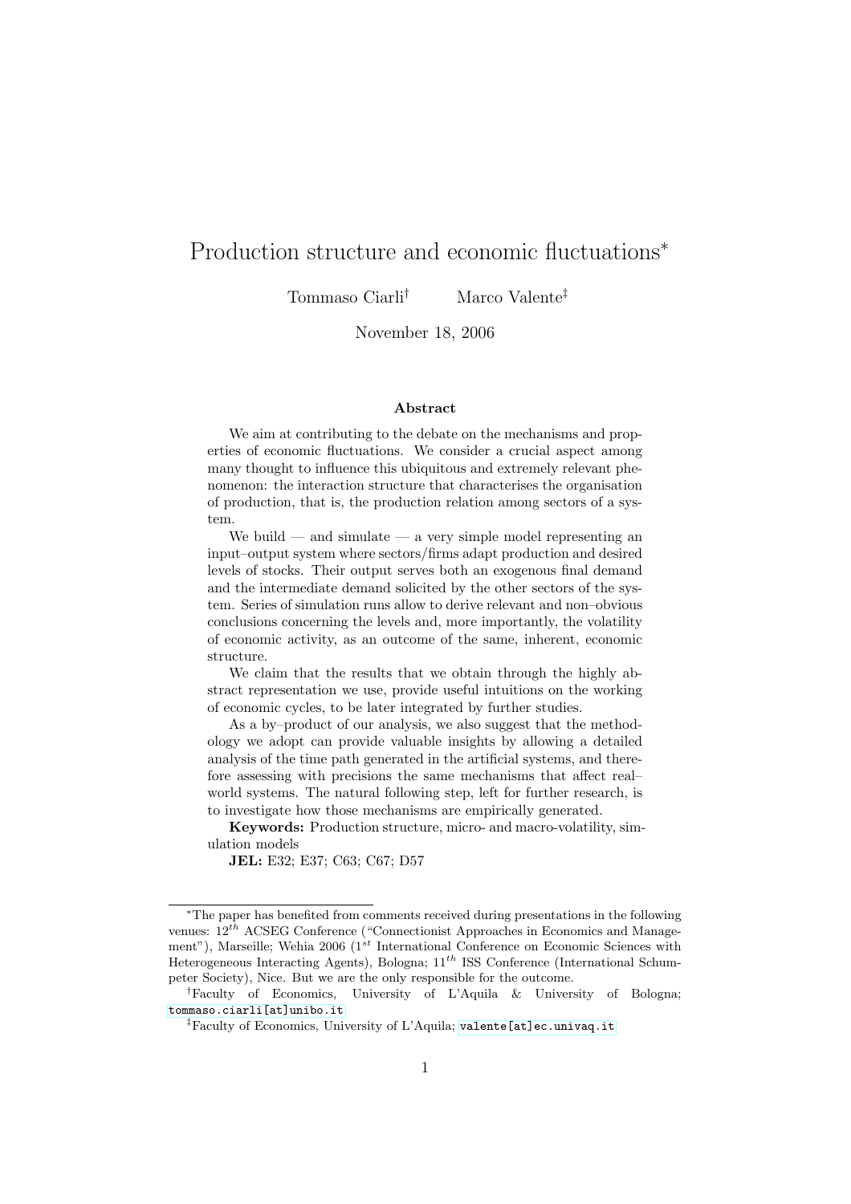# Production structure and economic fluctuations*

Tommaso Ciarli† Marco Valente‡

November 18, 2006

### Abstract

We aim at contributing to the debate on the mechanisms and properties of economic fluctuations. We consider a crucial aspect among many thought to influence this ubiquitous and extremely relevant phenomenon: the interaction structure that characterises the organisation of production, that is, the production relation among sectors of a system.

We build — and simulate — a very simple model representing an input–output system where sectors/firms adapt production and desired levels of stocks. Their output serves both an exogenous final demand and the intermediate demand solicited by the other sectors of the system. Series of simulation runs allow to derive relevant and non–obvious conclusions concerning the levels and, more importantly, the volatility of economic activity, as an outcome of the same, inherent, economic structure.

We claim that the results that we obtain through the highly abstract representation we use, provide useful intuitions on the working of economic cycles, to be later integrated by further studies.

As a by–product of our analysis, we also suggest that the methodology we adopt can provide valuable insights by allowing a detailed analysis of the time path generated in the artificial systems, and therefore assessing with precisions the same mechanisms that affect real–world systems. The natural following step, left for further research, is to investigate how those mechanisms are empirically generated.

**Keywords:** Production structure, micro- and macro-volatility, simulation models

**JEL:** E32; E37; C63; C67; D57

---

*The paper has benefited from comments received during presentations in the following venues: $12^{th}$ ACSEG Conference ("Connectionist Approaches in Economics and Management"), Marseille; Wehia 2006 ($1^{st}$ International Conference on Economic Sciences with Heterogeneous Interacting Agents), Bologna; $11^{th}$ ISS Conference (International Schumpeter Society), Nice. But we are the only responsible for the outcome.

†Faculty of Economics, University of L'Aquila & University of Bologna; tommaso.ciarli[at]unibo.it

‡Faculty of Economics, University of L'Aquila; valente[at]ec.univaq.it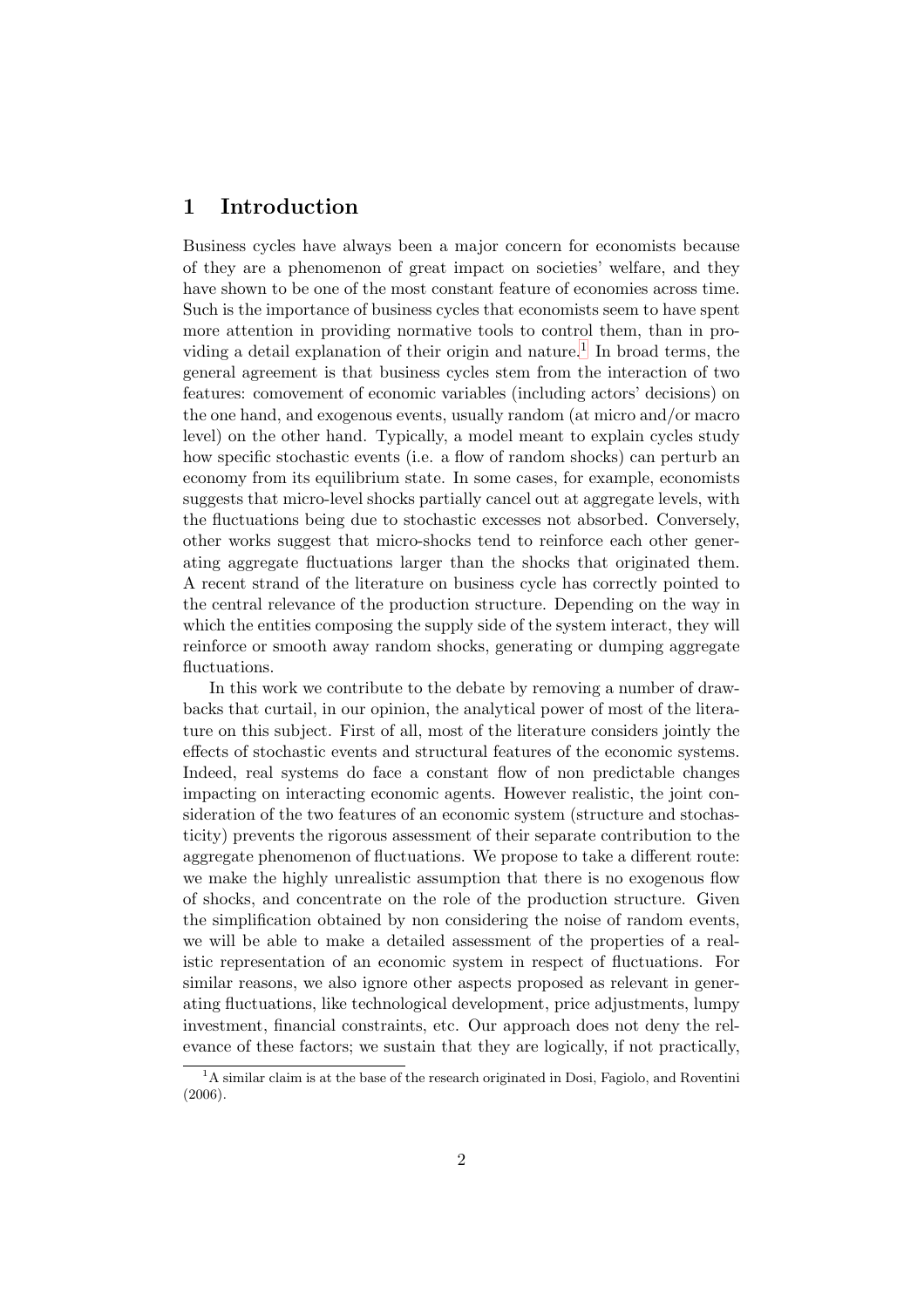# 1 Introduction

Business cycles have always been a major concern for economists because of they are a phenomenon of great impact on societies' welfare, and they have shown to be one of the most constant feature of economies across time. Such is the importance of business cycles that economists seem to have spent more attention in providing normative tools to control them, than in providing a detail explanation of their origin and nature.[1] In broad terms, the general agreement is that business cycles stem from the interaction of two features: comovement of economic variables (including actors' decisions) on the one hand, and exogenous events, usually random (at micro and/or macro level) on the other hand. Typically, a model meant to explain cycles study how specific stochastic events (i.e. a flow of random shocks) can perturb an economy from its equilibrium state. In some cases, for example, economists suggests that micro-level shocks partially cancel out at aggregate levels, with the fluctuations being due to stochastic excesses not absorbed. Conversely, other works suggest that micro-shocks tend to reinforce each other generating aggregate fluctuations larger than the shocks that originated them. A recent strand of the literature on business cycle has correctly pointed to the central relevance of the production structure. Depending on the way in which the entities composing the supply side of the system interact, they will reinforce or smooth away random shocks, generating or dumping aggregate fluctuations.

In this work we contribute to the debate by removing a number of drawbacks that curtail, in our opinion, the analytical power of most of the literature on this subject. First of all, most of the literature considers jointly the effects of stochastic events and structural features of the economic systems. Indeed, real systems do face a constant flow of non predictable changes impacting on interacting economic agents. However realistic, the joint consideration of the two features of an economic system (structure and stochasticity) prevents the rigorous assessment of their separate contribution to the aggregate phenomenon of fluctuations. We propose to take a different route: we make the highly unrealistic assumption that there is no exogenous flow of shocks, and concentrate on the role of the production structure. Given the simplification obtained by non considering the noise of random events, we will be able to make a detailed assessment of the properties of a realistic representation of an economic system in respect of fluctuations. For similar reasons, we also ignore other aspects proposed as relevant in generating fluctuations, like technological development, price adjustments, lumpy investment, financial constraints, etc. Our approach does not deny the relevance of these factors; we sustain that they are logically, if not practically,

[1] A similar claim is at the base of the research originated in Dosi, Fagiolo, and Roventini (2006).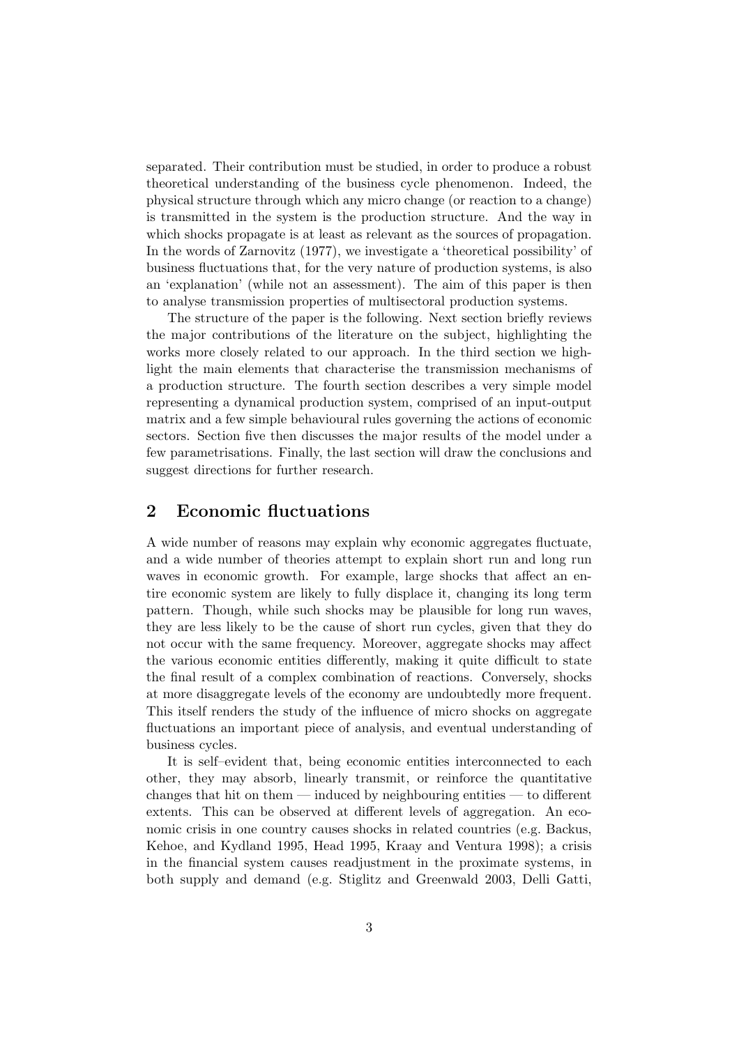separated. Their contribution must be studied, in order to produce a robust theoretical understanding of the business cycle phenomenon. Indeed, the physical structure through which any micro change (or reaction to a change) is transmitted in the system is the production structure. And the way in which shocks propagate is at least as relevant as the sources of propagation. In the words of Zarnovitz (1977), we investigate a 'theoretical possibility' of business fluctuations that, for the very nature of production systems, is also an 'explanation' (while not an assessment). The aim of this paper is then to analyse transmission properties of multisectoral production systems.

The structure of the paper is the following. Next section briefly reviews the major contributions of the literature on the subject, highlighting the works more closely related to our approach. In the third section we highlight the main elements that characterise the transmission mechanisms of a production structure. The fourth section describes a very simple model representing a dynamical production system, comprised of an input-output matrix and a few simple behavioural rules governing the actions of economic sectors. Section five then discusses the major results of the model under a few parametrisations. Finally, the last section will draw the conclusions and suggest directions for further research.

## 2 Economic fluctuations

A wide number of reasons may explain why economic aggregates fluctuate, and a wide number of theories attempt to explain short run and long run waves in economic growth. For example, large shocks that affect an entire economic system are likely to fully displace it, changing its long term pattern. Though, while such shocks may be plausible for long run waves, they are less likely to be the cause of short run cycles, given that they do not occur with the same frequency. Moreover, aggregate shocks may affect the various economic entities differently, making it quite difficult to state the final result of a complex combination of reactions. Conversely, shocks at more disaggregate levels of the economy are undoubtedly more frequent. This itself renders the study of the influence of micro shocks on aggregate fluctuations an important piece of analysis, and eventual understanding of business cycles.

It is self–evident that, being economic entities interconnected to each other, they may absorb, linearly transmit, or reinforce the quantitative changes that hit on them — induced by neighbouring entities — to different extents. This can be observed at different levels of aggregation. An economic crisis in one country causes shocks in related countries (e.g. Backus, Kehoe, and Kydland 1995, Head 1995, Kraay and Ventura 1998); a crisis in the financial system causes readjustment in the proximate systems, in both supply and demand (e.g. Stiglitz and Greenwald 2003, Delli Gatti,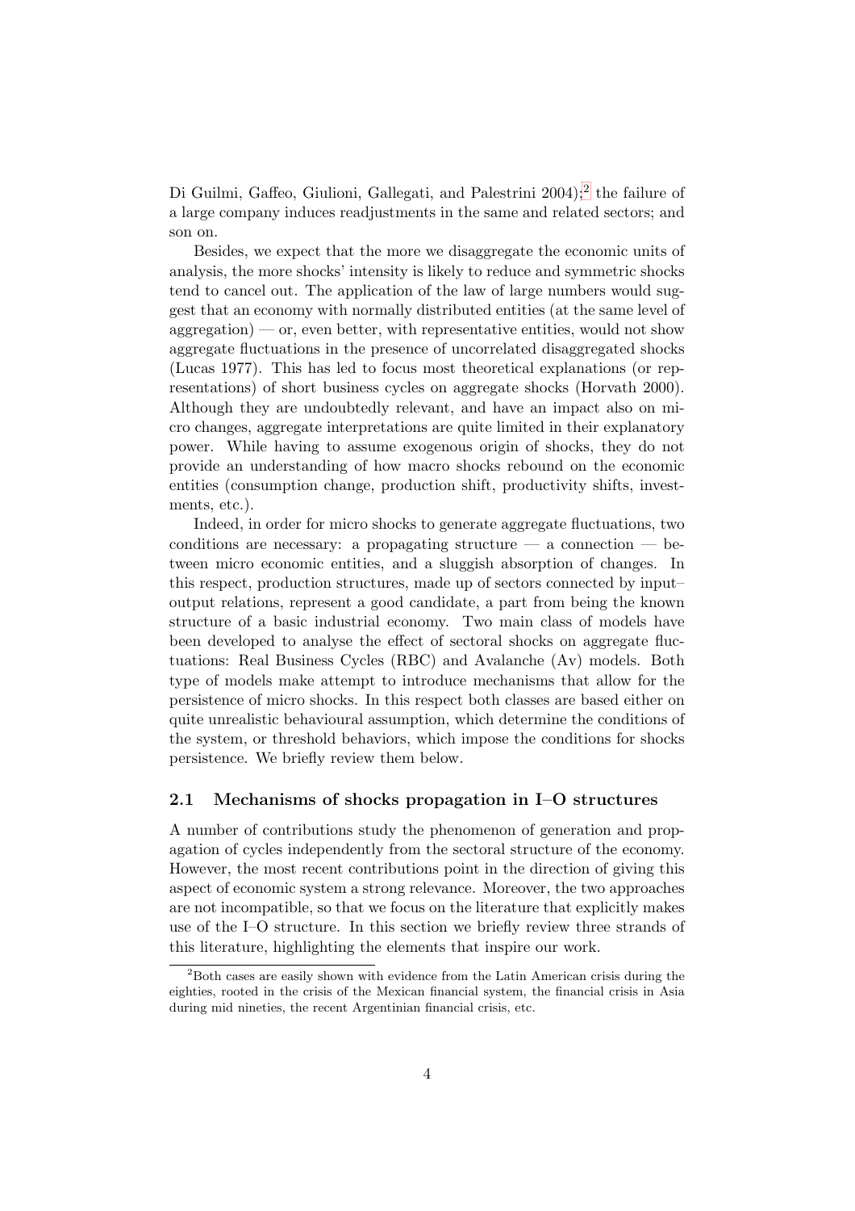Di Guilmi, Gaffeo, Giulioni, Gallegati, and Palestrini 2004);[2] the failure of a large company induces readjustments in the same and related sectors; and son on.

Besides, we expect that the more we disaggregate the economic units of analysis, the more shocks' intensity is likely to reduce and symmetric shocks tend to cancel out. The application of the law of large numbers would suggest that an economy with normally distributed entities (at the same level of aggregation) — or, even better, with representative entities, would not show aggregate fluctuations in the presence of uncorrelated disaggregated shocks (Lucas 1977). This has led to focus most theoretical explanations (or representations) of short business cycles on aggregate shocks (Horvath 2000). Although they are undoubtedly relevant, and have an impact also on micro changes, aggregate interpretations are quite limited in their explanatory power. While having to assume exogenous origin of shocks, they do not provide an understanding of how macro shocks rebound on the economic entities (consumption change, production shift, productivity shifts, investments, etc.).

Indeed, in order for micro shocks to generate aggregate fluctuations, two conditions are necessary: a propagating structure — a connection — between micro economic entities, and a sluggish absorption of changes. In this respect, production structures, made up of sectors connected by input–output relations, represent a good candidate, a part from being the known structure of a basic industrial economy. Two main class of models have been developed to analyse the effect of sectoral shocks on aggregate fluctuations: Real Business Cycles (RBC) and Avalanche (Av) models. Both type of models make attempt to introduce mechanisms that allow for the persistence of micro shocks. In this respect both classes are based either on quite unrealistic behavioural assumption, which determine the conditions of the system, or threshold behaviors, which impose the conditions for shocks persistence. We briefly review them below.

## 2.1 Mechanisms of shocks propagation in I–O structures

A number of contributions study the phenomenon of generation and propagation of cycles independently from the sectoral structure of the economy. However, the most recent contributions point in the direction of giving this aspect of economic system a strong relevance. Moreover, the two approaches are not incompatible, so that we focus on the literature that explicitly makes use of the I–O structure. In this section we briefly review three strands of this literature, highlighting the elements that inspire our work.

[2] Both cases are easily shown with evidence from the Latin American crisis during the eighties, rooted in the crisis of the Mexican financial system, the financial crisis in Asia during mid nineties, the recent Argentinian financial crisis, etc.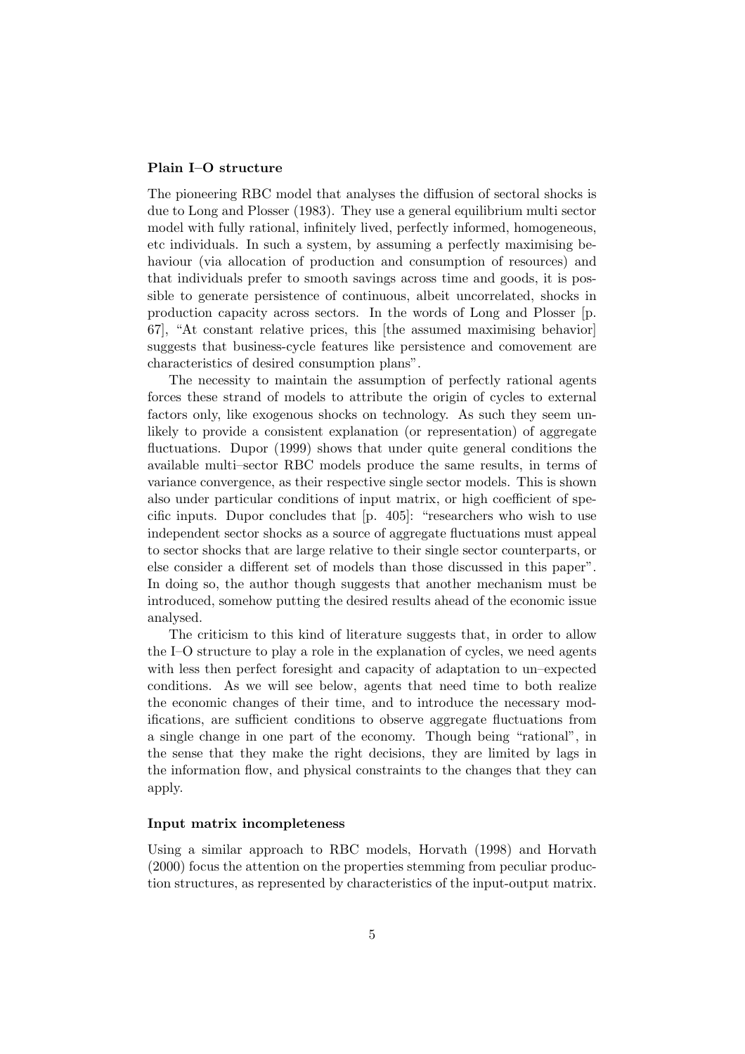### Plain I–O structure

The pioneering RBC model that analyses the diffusion of sectoral shocks is due to Long and Plosser (1983). They use a general equilibrium multi sector model with fully rational, infinitely lived, perfectly informed, homogeneous, etc individuals. In such a system, by assuming a perfectly maximising behaviour (via allocation of production and consumption of resources) and that individuals prefer to smooth savings across time and goods, it is possible to generate persistence of continuous, albeit uncorrelated, shocks in production capacity across sectors. In the words of Long and Plosser [p. 67], "At constant relative prices, this [the assumed maximising behavior] suggests that business-cycle features like persistence and comovement are characteristics of desired consumption plans".

The necessity to maintain the assumption of perfectly rational agents forces these strand of models to attribute the origin of cycles to external factors only, like exogenous shocks on technology. As such they seem unlikely to provide a consistent explanation (or representation) of aggregate fluctuations. Dupor (1999) shows that under quite general conditions the available multi–sector RBC models produce the same results, in terms of variance convergence, as their respective single sector models. This is shown also under particular conditions of input matrix, or high coefficient of specific inputs. Dupor concludes that [p. 405]: "researchers who wish to use independent sector shocks as a source of aggregate fluctuations must appeal to sector shocks that are large relative to their single sector counterparts, or else consider a different set of models than those discussed in this paper". In doing so, the author though suggests that another mechanism must be introduced, somehow putting the desired results ahead of the economic issue analysed.

The criticism to this kind of literature suggests that, in order to allow the I–O structure to play a role in the explanation of cycles, we need agents with less then perfect foresight and capacity of adaptation to un–expected conditions. As we will see below, agents that need time to both realize the economic changes of their time, and to introduce the necessary modifications, are sufficient conditions to observe aggregate fluctuations from a single change in one part of the economy. Though being "rational", in the sense that they make the right decisions, they are limited by lags in the information flow, and physical constraints to the changes that they can apply.

### Input matrix incompleteness

Using a similar approach to RBC models, Horvath (1998) and Horvath (2000) focus the attention on the properties stemming from peculiar production structures, as represented by characteristics of the input-output matrix.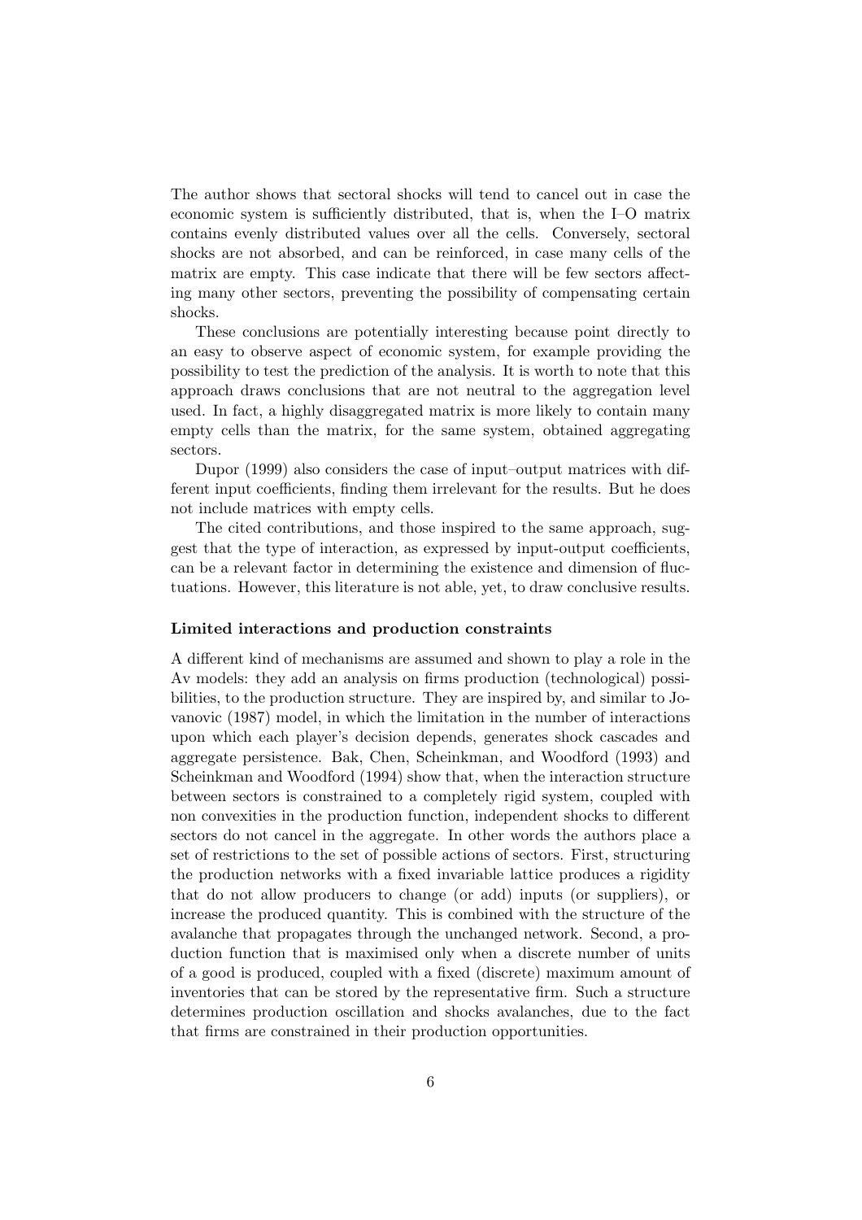The author shows that sectoral shocks will tend to cancel out in case the economic system is sufficiently distributed, that is, when the I–O matrix contains evenly distributed values over all the cells. Conversely, sectoral shocks are not absorbed, and can be reinforced, in case many cells of the matrix are empty. This case indicate that there will be few sectors affecting many other sectors, preventing the possibility of compensating certain shocks.

These conclusions are potentially interesting because point directly to an easy to observe aspect of economic system, for example providing the possibility to test the prediction of the analysis. It is worth to note that this approach draws conclusions that are not neutral to the aggregation level used. In fact, a highly disaggregated matrix is more likely to contain many empty cells than the matrix, for the same system, obtained aggregating sectors.

Dupor (1999) also considers the case of input–output matrices with different input coefficients, finding them irrelevant for the results. But he does not include matrices with empty cells.

The cited contributions, and those inspired to the same approach, suggest that the type of interaction, as expressed by input-output coefficients, can be a relevant factor in determining the existence and dimension of fluctuations. However, this literature is not able, yet, to draw conclusive results.

**Limited interactions and production constraints**

A different kind of mechanisms are assumed and shown to play a role in the Av models: they add an analysis on firms production (technological) possibilities, to the production structure. They are inspired by, and similar to Jovanovic (1987) model, in which the limitation in the number of interactions upon which each player's decision depends, generates shock cascades and aggregate persistence. Bak, Chen, Scheinkman, and Woodford (1993) and Scheinkman and Woodford (1994) show that, when the interaction structure between sectors is constrained to a completely rigid system, coupled with non convexities in the production function, independent shocks to different sectors do not cancel in the aggregate. In other words the authors place a set of restrictions to the set of possible actions of sectors. First, structuring the production networks with a fixed invariable lattice produces a rigidity that do not allow producers to change (or add) inputs (or suppliers), or increase the produced quantity. This is combined with the structure of the avalanche that propagates through the unchanged network. Second, a production function that is maximised only when a discrete number of units of a good is produced, coupled with a fixed (discrete) maximum amount of inventories that can be stored by the representative firm. Such a structure determines production oscillation and shocks avalanches, due to the fact that firms are constrained in their production opportunities.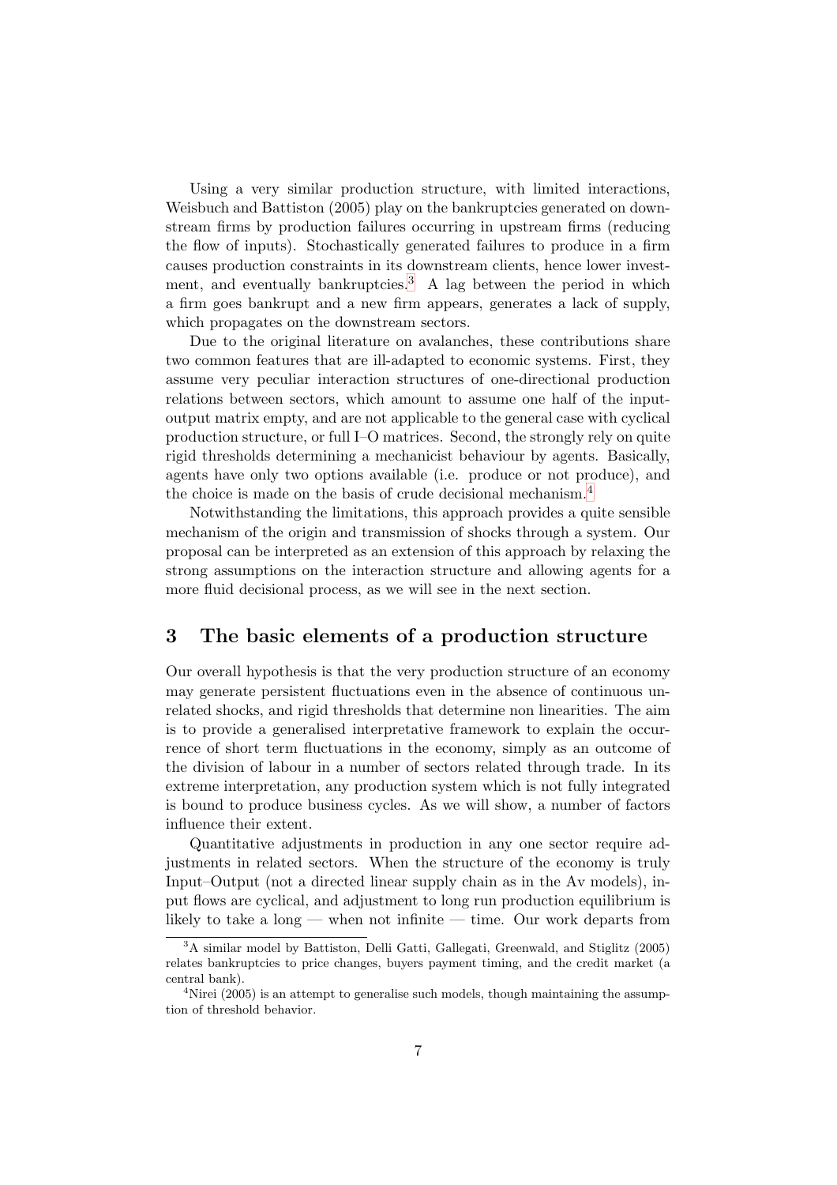Using a very similar production structure, with limited interactions, Weisbuch and Battiston (2005) play on the bankruptcies generated on downstream firms by production failures occurring in upstream firms (reducing the flow of inputs). Stochastically generated failures to produce in a firm causes production constraints in its downstream clients, hence lower investment, and eventually bankruptcies.[3] A lag between the period in which a firm goes bankrupt and a new firm appears, generates a lack of supply, which propagates on the downstream sectors.

Due to the original literature on avalanches, these contributions share two common features that are ill-adapted to economic systems. First, they assume very peculiar interaction structures of one-directional production relations between sectors, which amount to assume one half of the input-output matrix empty, and are not applicable to the general case with cyclical production structure, or full I–O matrices. Second, the strongly rely on quite rigid thresholds determining a mechanicist behaviour by agents. Basically, agents have only two options available (i.e. produce or not produce), and the choice is made on the basis of crude decisional mechanism.[4]

Notwithstanding the limitations, this approach provides a quite sensible mechanism of the origin and transmission of shocks through a system. Our proposal can be interpreted as an extension of this approach by relaxing the strong assumptions on the interaction structure and allowing agents for a more fluid decisional process, as we will see in the next section.

## 3 The basic elements of a production structure

Our overall hypothesis is that the very production structure of an economy may generate persistent fluctuations even in the absence of continuous unrelated shocks, and rigid thresholds that determine non linearities. The aim is to provide a generalised interpretative framework to explain the occurrence of short term fluctuations in the economy, simply as an outcome of the division of labour in a number of sectors related through trade. In its extreme interpretation, any production system which is not fully integrated is bound to produce business cycles. As we will show, a number of factors influence their extent.

Quantitative adjustments in production in any one sector require adjustments in related sectors. When the structure of the economy is truly Input–Output (not a directed linear supply chain as in the Av models), input flows are cyclical, and adjustment to long run production equilibrium is likely to take a long — when not infinite — time. Our work departs from

---

[3] A similar model by Battiston, Delli Gatti, Gallegati, Greenwald, and Stiglitz (2005) relates bankruptcies to price changes, buyers payment timing, and the credit market (a central bank).

[4] Nirei (2005) is an attempt to generalise such models, though maintaining the assumption of threshold behavior.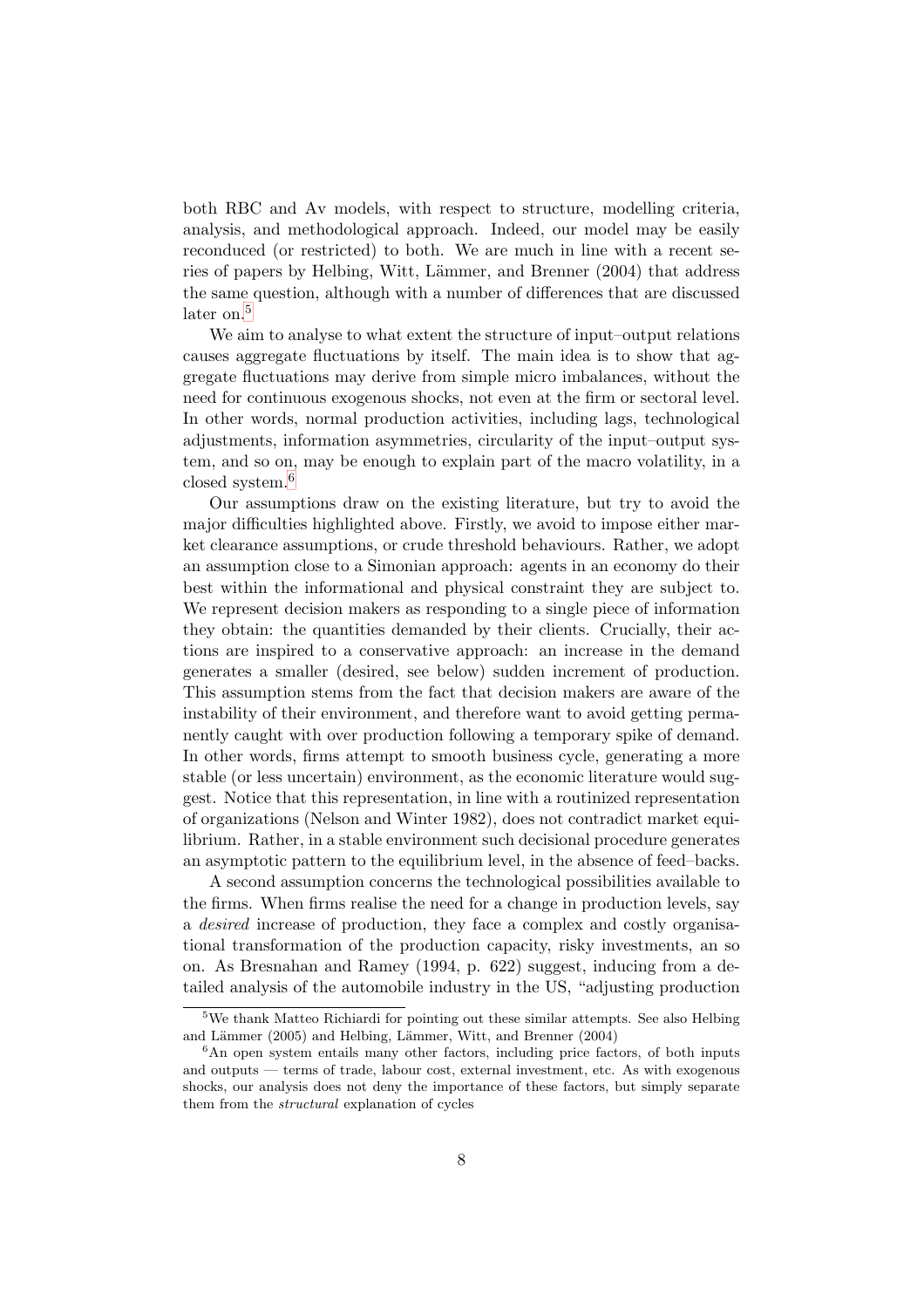both RBC and Av models, with respect to structure, modelling criteria, analysis, and methodological approach. Indeed, our model may be easily reconduced (or restricted) to both. We are much in line with a recent series of papers by Helbing, Witt, Lämmer, and Brenner (2004) that address the same question, although with a number of differences that are discussed later on.[5]

We aim to analyse to what extent the structure of input–output relations causes aggregate fluctuations by itself. The main idea is to show that aggregate fluctuations may derive from simple micro imbalances, without the need for continuous exogenous shocks, not even at the firm or sectoral level. In other words, normal production activities, including lags, technological adjustments, information asymmetries, circularity of the input–output system, and so on, may be enough to explain part of the macro volatility, in a closed system.[6]

Our assumptions draw on the existing literature, but try to avoid the major difficulties highlighted above. Firstly, we avoid to impose either market clearance assumptions, or crude threshold behaviours. Rather, we adopt an assumption close to a Simonian approach: agents in an economy do their best within the informational and physical constraint they are subject to. We represent decision makers as responding to a single piece of information they obtain: the quantities demanded by their clients. Crucially, their actions are inspired to a conservative approach: an increase in the demand generates a smaller (desired, see below) sudden increment of production. This assumption stems from the fact that decision makers are aware of the instability of their environment, and therefore want to avoid getting permanently caught with over production following a temporary spike of demand. In other words, firms attempt to smooth business cycle, generating a more stable (or less uncertain) environment, as the economic literature would suggest. Notice that this representation, in line with a routinized representation of organizations (Nelson and Winter 1982), does not contradict market equilibrium. Rather, in a stable environment such decisional procedure generates an asymptotic pattern to the equilibrium level, in the absence of feed–backs.

A second assumption concerns the technological possibilities available to the firms. When firms realise the need for a change in production levels, say a *desired* increase of production, they face a complex and costly organisational transformation of the production capacity, risky investments, an so on. As Bresnahan and Ramey (1994, p. 622) suggest, inducing from a detailed analysis of the automobile industry in the US, "adjusting production

---

[5] We thank Matteo Richiardi for pointing out these similar attempts. See also Helbing and Lämmer (2005) and Helbing, Lämmer, Witt, and Brenner (2004)

[6] An open system entails many other factors, including price factors, of both inputs and outputs — terms of trade, labour cost, external investment, etc. As with exogenous shocks, our analysis does not deny the importance of these factors, but simply separate them from the *structural* explanation of cycles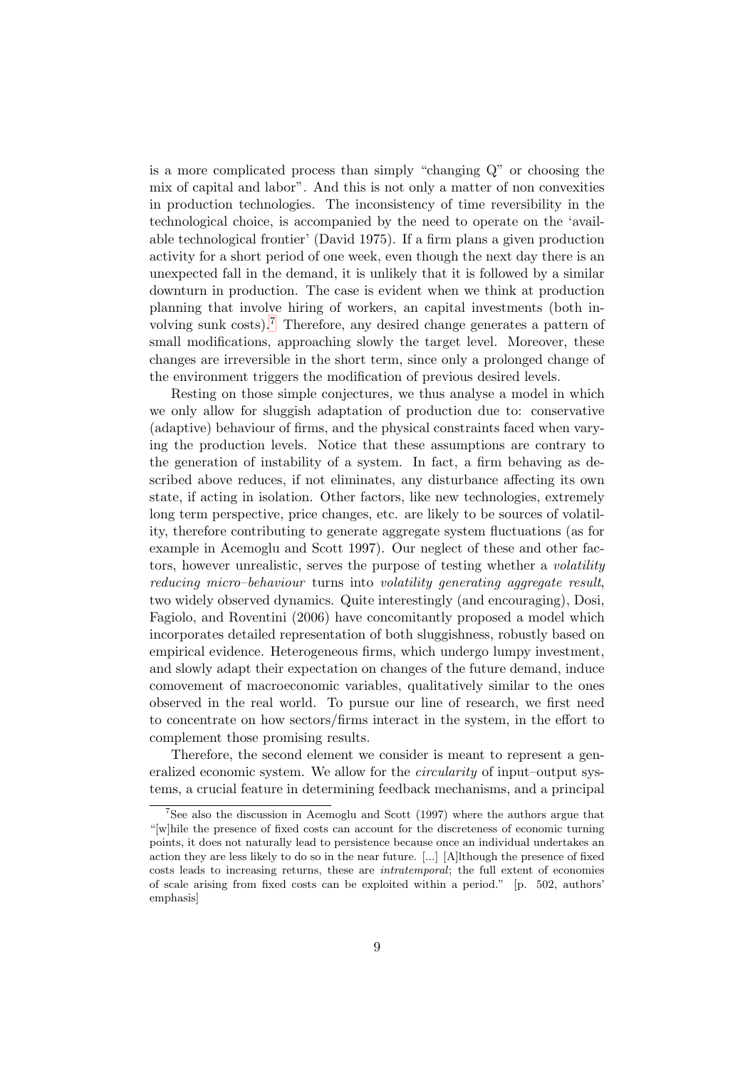is a more complicated process than simply "changing Q" or choosing the mix of capital and labor". And this is not only a matter of non convexities in production technologies. The inconsistency of time reversibility in the technological choice, is accompanied by the need to operate on the 'available technological frontier' (David 1975). If a firm plans a given production activity for a short period of one week, even though the next day there is an unexpected fall in the demand, it is unlikely that it is followed by a similar downturn in production. The case is evident when we think at production planning that involve hiring of workers, an capital investments (both involving sunk costs).[7] Therefore, any desired change generates a pattern of small modifications, approaching slowly the target level. Moreover, these changes are irreversible in the short term, since only a prolonged change of the environment triggers the modification of previous desired levels.

Resting on those simple conjectures, we thus analyse a model in which we only allow for sluggish adaptation of production due to: conservative (adaptive) behaviour of firms, and the physical constraints faced when varying the production levels. Notice that these assumptions are contrary to the generation of instability of a system. In fact, a firm behaving as described above reduces, if not eliminates, any disturbance affecting its own state, if acting in isolation. Other factors, like new technologies, extremely long term perspective, price changes, etc. are likely to be sources of volatility, therefore contributing to generate aggregate system fluctuations (as for example in Acemoglu and Scott 1997). Our neglect of these and other factors, however unrealistic, serves the purpose of testing whether a *volatility reducing micro–behaviour* turns into *volatility generating aggregate result*, two widely observed dynamics. Quite interestingly (and encouraging), Dosi, Fagiolo, and Roventini (2006) have concomitantly proposed a model which incorporates detailed representation of both sluggishness, robustly based on empirical evidence. Heterogeneous firms, which undergo lumpy investment, and slowly adapt their expectation on changes of the future demand, induce comovement of macroeconomic variables, qualitatively similar to the ones observed in the real world. To pursue our line of research, we first need to concentrate on how sectors/firms interact in the system, in the effort to complement those promising results.

Therefore, the second element we consider is meant to represent a generalized economic system. We allow for the *circularity* of input–output systems, a crucial feature in determining feedback mechanisms, and a principal

[7] See also the discussion in Acemoglu and Scott (1997) where the authors argue that "[w]hile the presence of fixed costs can account for the discreteness of economic turning points, it does not naturally lead to persistence because once an individual undertakes an action they are less likely to do so in the near future. [...] [A]lthough the presence of fixed costs leads to increasing returns, these are *intratemporal*; the full extent of economies of scale arising from fixed costs can be exploited within a period." [p. 502, authors' emphasis]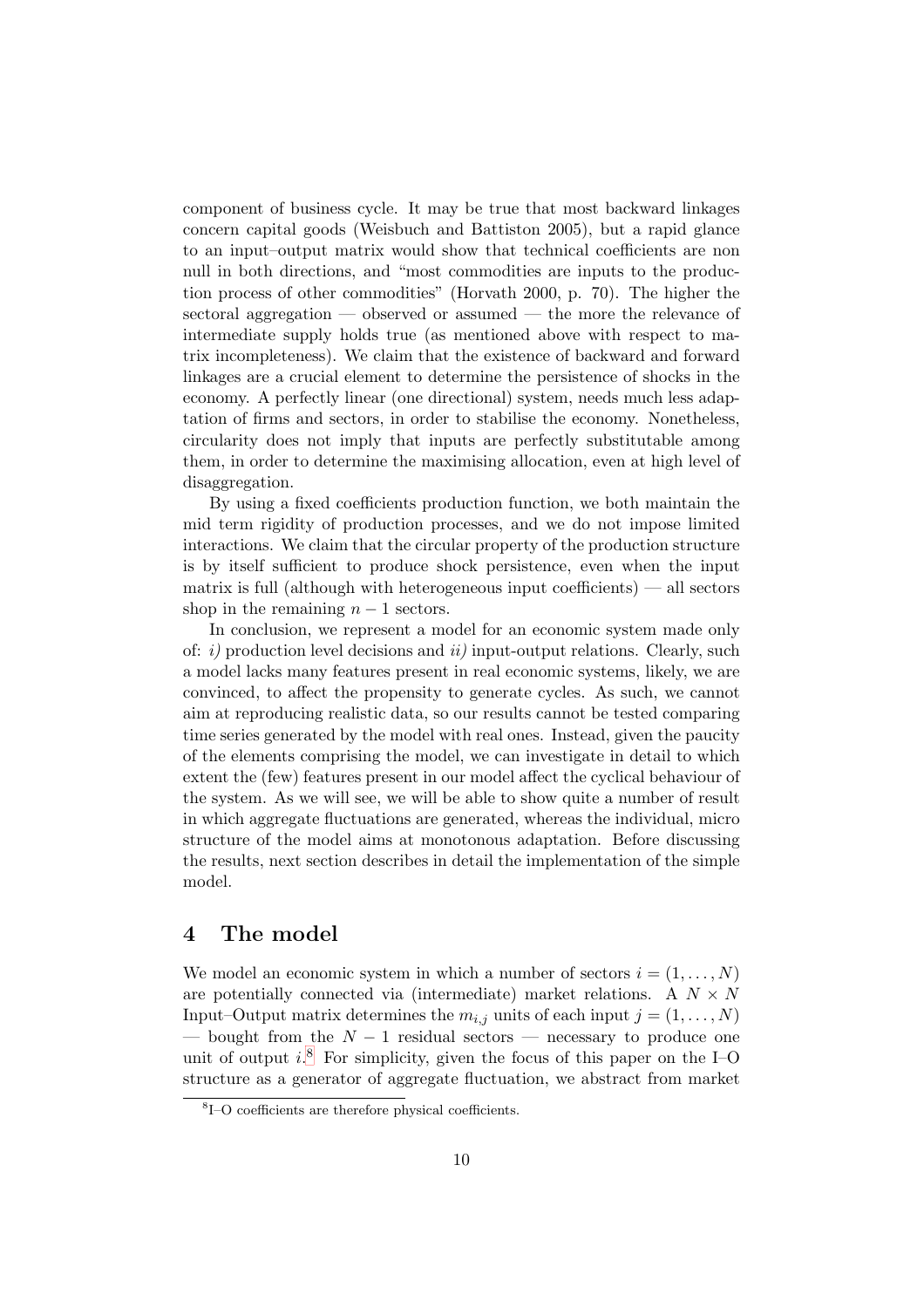component of business cycle. It may be true that most backward linkages concern capital goods (Weisbuch and Battiston 2005), but a rapid glance to an input–output matrix would show that technical coefficients are non null in both directions, and "most commodities are inputs to the production process of other commodities" (Horvath 2000, p. 70). The higher the sectoral aggregation — observed or assumed — the more the relevance of intermediate supply holds true (as mentioned above with respect to matrix incompleteness). We claim that the existence of backward and forward linkages are a crucial element to determine the persistence of shocks in the economy. A perfectly linear (one directional) system, needs much less adaptation of firms and sectors, in order to stabilise the economy. Nonetheless, circularity does not imply that inputs are perfectly substitutable among them, in order to determine the maximising allocation, even at high level of disaggregation.

By using a fixed coefficients production function, we both maintain the mid term rigidity of production processes, and we do not impose limited interactions. We claim that the circular property of the production structure is by itself sufficient to produce shock persistence, even when the input matrix is full (although with heterogeneous input coefficients) — all sectors shop in the remaining $n-1$ sectors.

In conclusion, we represent a model for an economic system made only of: *i)* production level decisions and *ii)* input-output relations. Clearly, such a model lacks many features present in real economic systems, likely, we are convinced, to affect the propensity to generate cycles. As such, we cannot aim at reproducing realistic data, so our results cannot be tested comparing time series generated by the model with real ones. Instead, given the paucity of the elements comprising the model, we can investigate in detail to which extent the (few) features present in our model affect the cyclical behaviour of the system. As we will see, we will be able to show quite a number of result in which aggregate fluctuations are generated, whereas the individual, micro structure of the model aims at monotonous adaptation. Before discussing the results, next section describes in detail the implementation of the simple model.

# 4 The model

We model an economic system in which a number of sectors $i = (1, \ldots, N)$ are potentially connected via (intermediate) market relations. A $N \times N$ Input–Output matrix determines the $m_{i,j}$ units of each input $j = (1, \ldots, N)$ — bought from the $N-1$ residual sectors — necessary to produce one unit of output $i$.[8] For simplicity, given the focus of this paper on the I–O structure as a generator of aggregate fluctuation, we abstract from market

[8] I–O coefficients are therefore physical coefficients.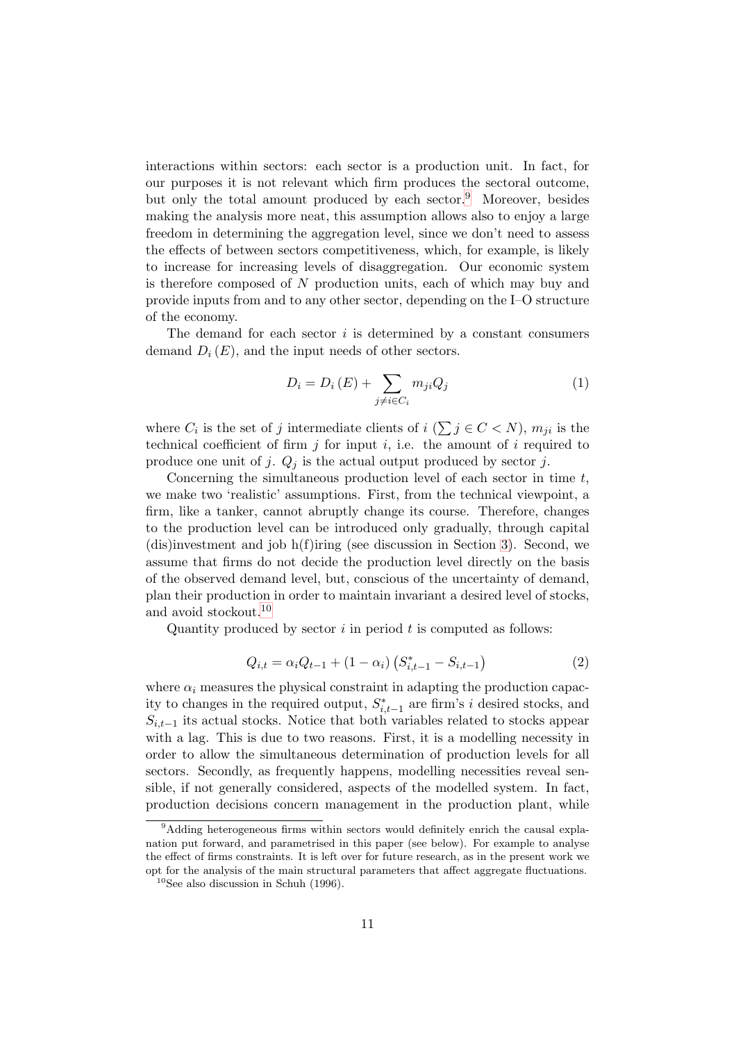interactions within sectors: each sector is a production unit. In fact, for our purposes it is not relevant which firm produces the sectoral outcome, but only the total amount produced by each sector.[9] Moreover, besides making the analysis more neat, this assumption allows also to enjoy a large freedom in determining the aggregation level, since we don't need to assess the effects of between sectors competitiveness, which, for example, is likely to increase for increasing levels of disaggregation. Our economic system is therefore composed of $N$ production units, each of which may buy and provide inputs from and to any other sector, depending on the I–O structure of the economy.

The demand for each sector $i$ is determined by a constant consumers demand $D_i(E)$, and the input needs of other sectors.

$$D_i = D_i(E) + \sum_{j \neq i \in C_i} m_{ji} Q_j \tag{1}$$

where $C_i$ is the set of $j$ intermediate clients of $i$ ($\sum j \in C < N$), $m_{ji}$ is the technical coefficient of firm $j$ for input $i$, i.e. the amount of $i$ required to produce one unit of $j$. $Q_j$ is the actual output produced by sector $j$.

Concerning the simultaneous production level of each sector in time $t$, we make two 'realistic' assumptions. First, from the technical viewpoint, a firm, like a tanker, cannot abruptly change its course. Therefore, changes to the production level can be introduced only gradually, through capital (dis)investment and job h(f)iring (see discussion in Section 3). Second, we assume that firms do not decide the production level directly on the basis of the observed demand level, but, conscious of the uncertainty of demand, plan their production in order to maintain invariant a desired level of stocks, and avoid stockout.[10]

Quantity produced by sector $i$ in period $t$ is computed as follows:

$$Q_{i,t} = \alpha_i Q_{t-1} + (1 - \alpha_i)\left(S^*_{i,t-1} - S_{i,t-1}\right) \tag{2}$$

where $\alpha_i$ measures the physical constraint in adapting the production capacity to changes in the required output, $S^*_{i,t-1}$ are firm's $i$ desired stocks, and $S_{i,t-1}$ its actual stocks. Notice that both variables related to stocks appear with a lag. This is due to two reasons. First, it is a modelling necessity in order to allow the simultaneous determination of production levels for all sectors. Secondly, as frequently happens, modelling necessities reveal sensible, if not generally considered, aspects of the modelled system. In fact, production decisions concern management in the production plant, while

[9] Adding heterogeneous firms within sectors would definitely enrich the causal explanation put forward, and parametrised in this paper (see below). For example to analyse the effect of firms constraints. It is left over for future research, as in the present work we opt for the analysis of the main structural parameters that affect aggregate fluctuations.

[10] See also discussion in Schuh (1996).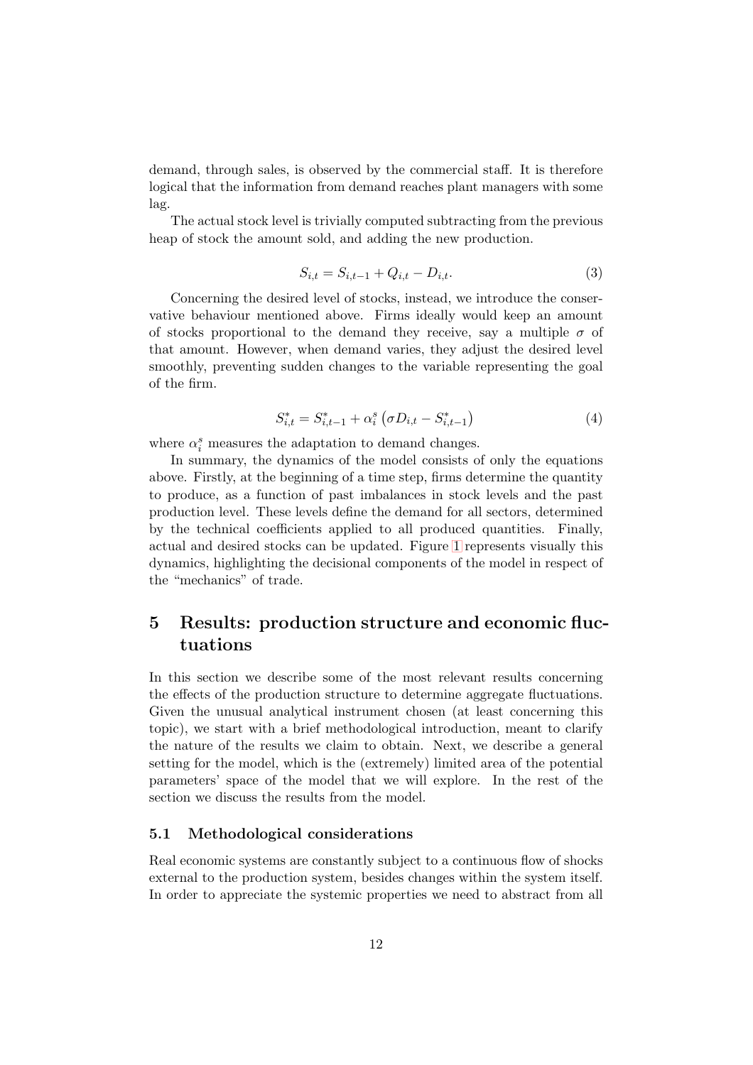demand, through sales, is observed by the commercial staff. It is therefore logical that the information from demand reaches plant managers with some lag.

The actual stock level is trivially computed subtracting from the previous heap of stock the amount sold, and adding the new production.

$$S_{i,t} = S_{i,t-1} + Q_{i,t} - D_{i,t}. \tag{3}$$

Concerning the desired level of stocks, instead, we introduce the conservative behaviour mentioned above. Firms ideally would keep an amount of stocks proportional to the demand they receive, say a multiple $\sigma$ of that amount. However, when demand varies, they adjust the desired level smoothly, preventing sudden changes to the variable representing the goal of the firm.

$$S^*_{i,t} = S^*_{i,t-1} + \alpha^s_i \left( \sigma D_{i,t} - S^*_{i,t-1} \right) \tag{4}$$

where $\alpha^s_i$ measures the adaptation to demand changes.

In summary, the dynamics of the model consists of only the equations above. Firstly, at the beginning of a time step, firms determine the quantity to produce, as a function of past imbalances in stock levels and the past production level. These levels define the demand for all sectors, determined by the technical coefficients applied to all produced quantities. Finally, actual and desired stocks can be updated. Figure 1 represents visually this dynamics, highlighting the decisional components of the model in respect of the "mechanics" of trade.

# 5 Results: production structure and economic fluctuations

In this section we describe some of the most relevant results concerning the effects of the production structure to determine aggregate fluctuations. Given the unusual analytical instrument chosen (at least concerning this topic), we start with a brief methodological introduction, meant to clarify the nature of the results we claim to obtain. Next, we describe a general setting for the model, which is the (extremely) limited area of the potential parameters' space of the model that we will explore. In the rest of the section we discuss the results from the model.

## 5.1 Methodological considerations

Real economic systems are constantly subject to a continuous flow of shocks external to the production system, besides changes within the system itself. In order to appreciate the systemic properties we need to abstract from all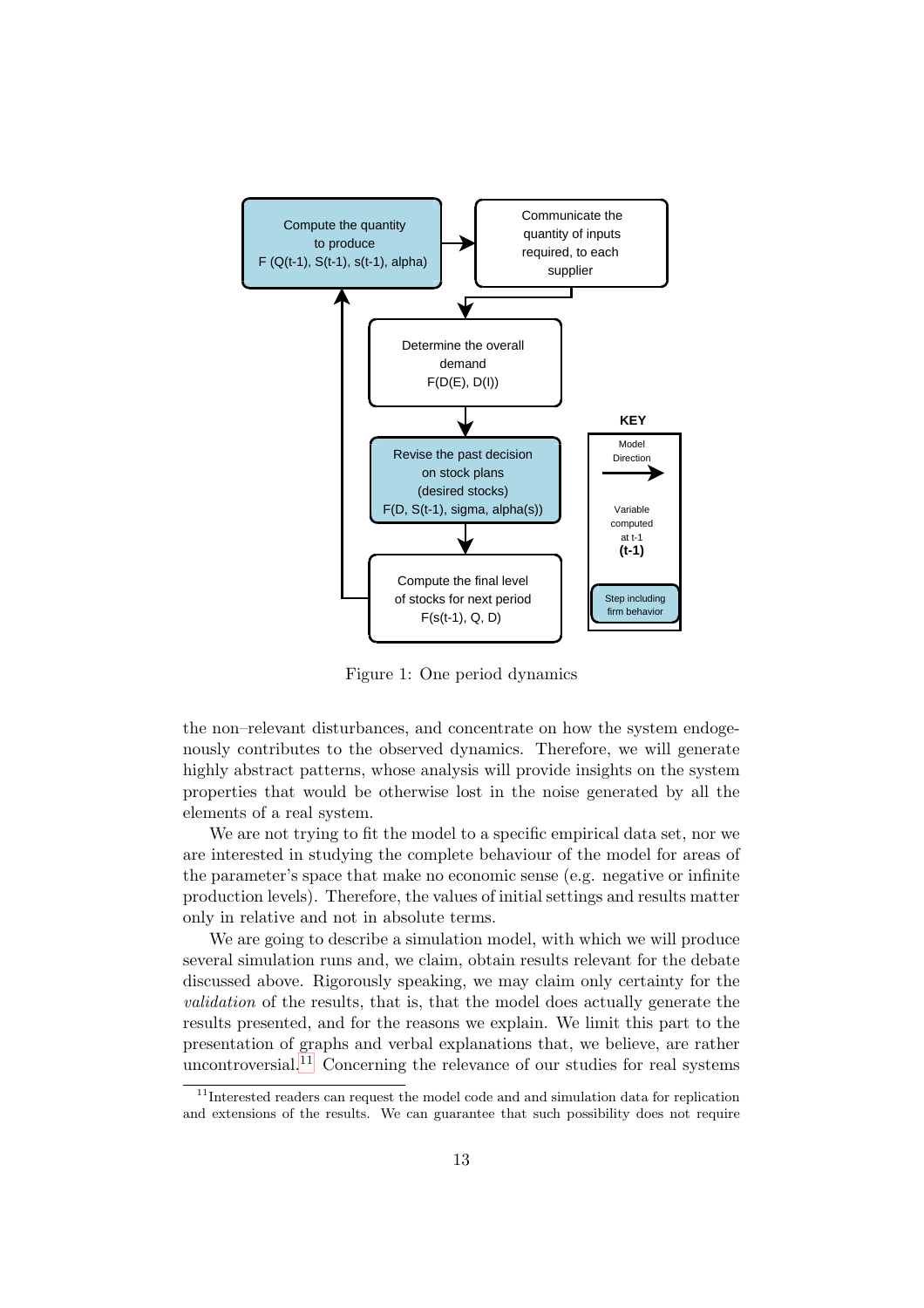Figure 1: One period dynamics

the non–relevant disturbances, and concentrate on how the system endogenously contributes to the observed dynamics. Therefore, we will generate highly abstract patterns, whose analysis will provide insights on the system properties that would be otherwise lost in the noise generated by all the elements of a real system.

We are not trying to fit the model to a specific empirical data set, nor we are interested in studying the complete behaviour of the model for areas of the parameter's space that make no economic sense (e.g. negative or infinite production levels). Therefore, the values of initial settings and results matter only in relative and not in absolute terms.

We are going to describe a simulation model, with which we will produce several simulation runs and, we claim, obtain results relevant for the debate discussed above. Rigorously speaking, we may claim only certainty for the *validation* of the results, that is, that the model does actually generate the results presented, and for the reasons we explain. We limit this part to the presentation of graphs and verbal explanations that, we believe, are rather uncontroversial.[11] Concerning the relevance of our studies for real systems

[11] Interested readers can request the model code and and simulation data for replication and extensions of the results. We can guarantee that such possibility does not require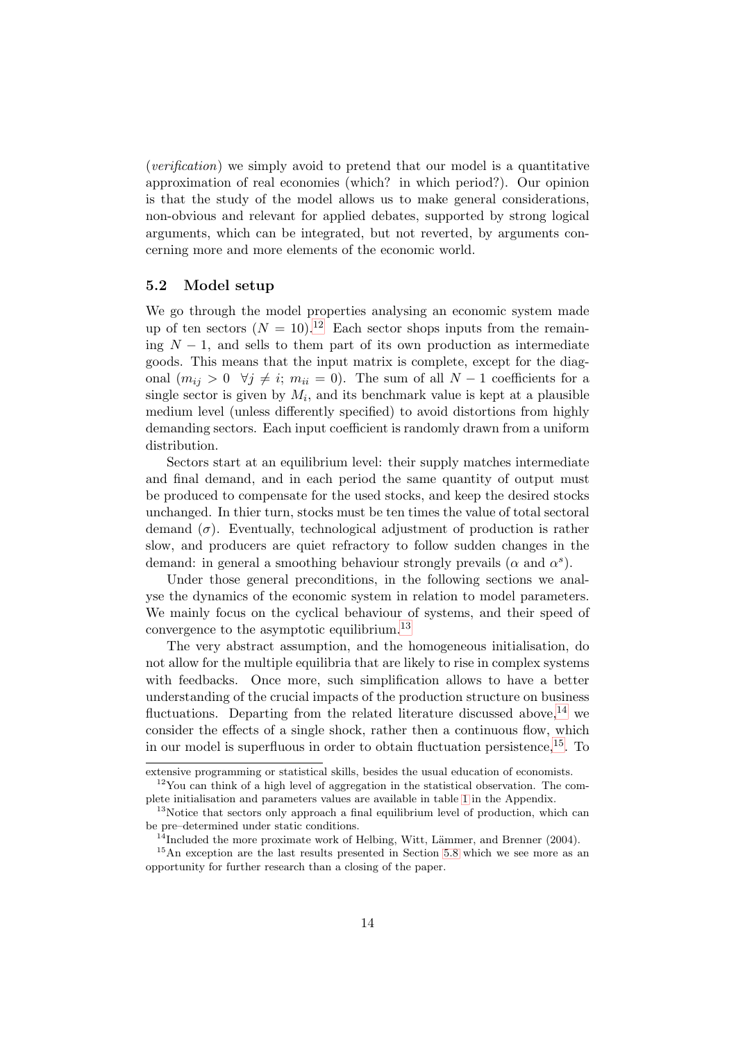(*verification*) we simply avoid to pretend that our model is a quantitative approximation of real economies (which? in which period?). Our opinion is that the study of the model allows us to make general considerations, non-obvious and relevant for applied debates, supported by strong logical arguments, which can be integrated, but not reverted, by arguments concerning more and more elements of the economic world.

### 5.2 Model setup

We go through the model properties analysing an economic system made up of ten sectors ($N = 10$).[12] Each sector shops inputs from the remaining $N-1$, and sells to them part of its own production as intermediate goods. This means that the input matrix is complete, except for the diagonal ($m_{ij} > 0 \;\; \forall j \neq i$; $m_{ii} = 0$). The sum of all $N-1$ coefficients for a single sector is given by $M_i$, and its benchmark value is kept at a plausible medium level (unless differently specified) to avoid distortions from highly demanding sectors. Each input coefficient is randomly drawn from a uniform distribution.

Sectors start at an equilibrium level: their supply matches intermediate and final demand, and in each period the same quantity of output must be produced to compensate for the used stocks, and keep the desired stocks unchanged. In thier turn, stocks must be ten times the value of total sectoral demand ($\sigma$). Eventually, technological adjustment of production is rather slow, and producers are quiet refractory to follow sudden changes in the demand: in general a smoothing behaviour strongly prevails ($\alpha$ and $\alpha^s$).

Under those general preconditions, in the following sections we analyse the dynamics of the economic system in relation to model parameters. We mainly focus on the cyclical behaviour of systems, and their speed of convergence to the asymptotic equilibrium.[13]

The very abstract assumption, and the homogeneous initialisation, do not allow for the multiple equilibria that are likely to rise in complex systems with feedbacks. Once more, such simplification allows to have a better understanding of the crucial impacts of the production structure on business fluctuations. Departing from the related literature discussed above,[14] we consider the effects of a single shock, rather then a continuous flow, which in our model is superfluous in order to obtain fluctuation persistence,[15]. To

---

extensive programming or statistical skills, besides the usual education of economists.

[12] You can think of a high level of aggregation in the statistical observation. The complete initialisation and parameters values are available in table 1 in the Appendix.

[13] Notice that sectors only approach a final equilibrium level of production, which can be pre–determined under static conditions.

[14] Included the more proximate work of Helbing, Witt, Lämmer, and Brenner (2004).

[15] An exception are the last results presented in Section 5.8 which we see more as an opportunity for further research than a closing of the paper.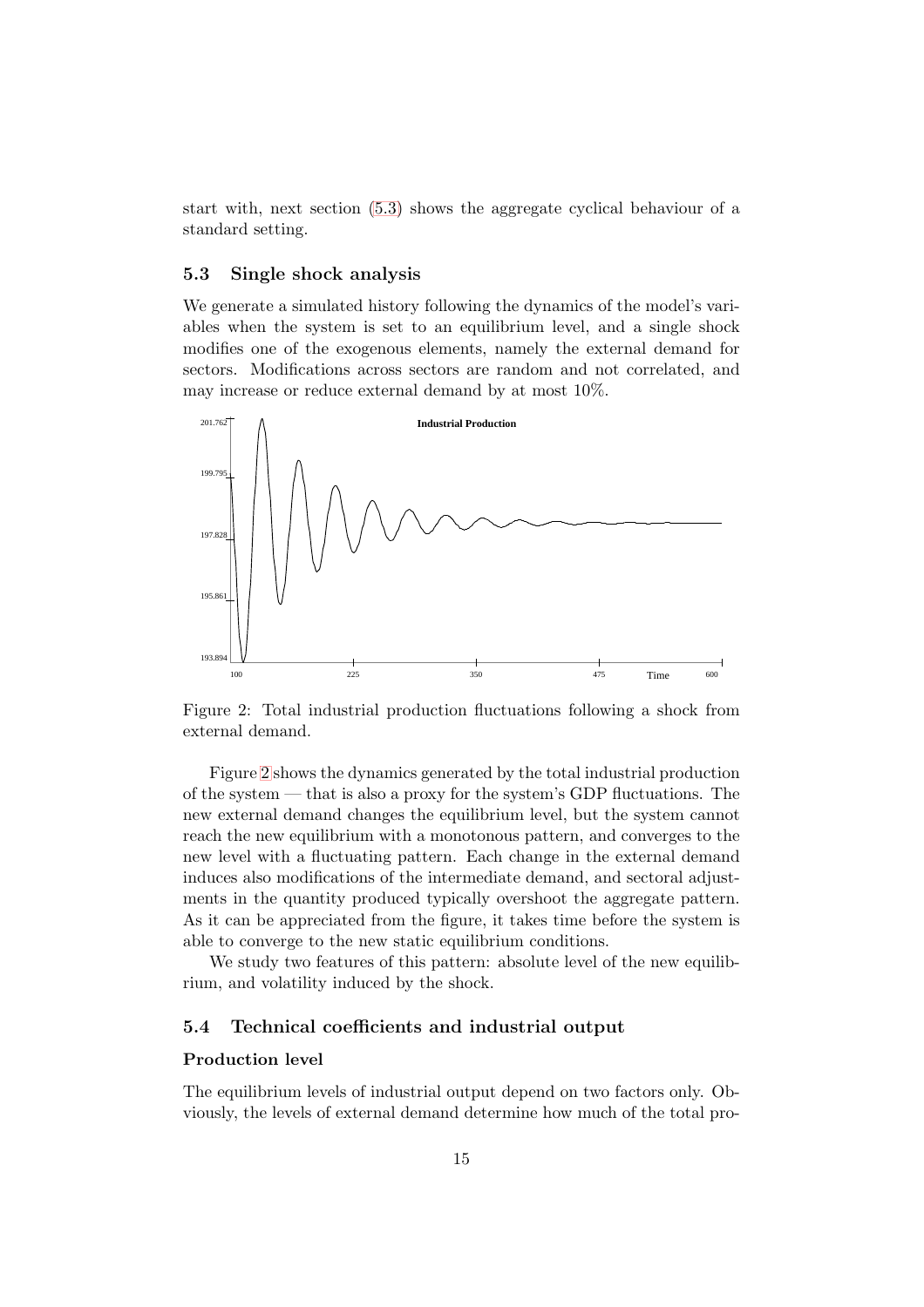start with, next section (5.3) shows the aggregate cyclical behaviour of a standard setting.

## 5.3 Single shock analysis

We generate a simulated history following the dynamics of the model's variables when the system is set to an equilibrium level, and a single shock modifies one of the exogenous elements, namely the external demand for sectors. Modifications across sectors are random and not correlated, and may increase or reduce external demand by at most 10%.

Figure 2: Total industrial production fluctuations following a shock from external demand.

Figure 2 shows the dynamics generated by the total industrial production of the system — that is also a proxy for the system's GDP fluctuations. The new external demand changes the equilibrium level, but the system cannot reach the new equilibrium with a monotonous pattern, and converges to the new level with a fluctuating pattern. Each change in the external demand induces also modifications of the intermediate demand, and sectoral adjustments in the quantity produced typically overshoot the aggregate pattern. As it can be appreciated from the figure, it takes time before the system is able to converge to the new static equilibrium conditions.

We study two features of this pattern: absolute level of the new equilibrium, and volatility induced by the shock.

## 5.4 Technical coefficients and industrial output

### Production level

The equilibrium levels of industrial output depend on two factors only. Obviously, the levels of external demand determine how much of the total pro-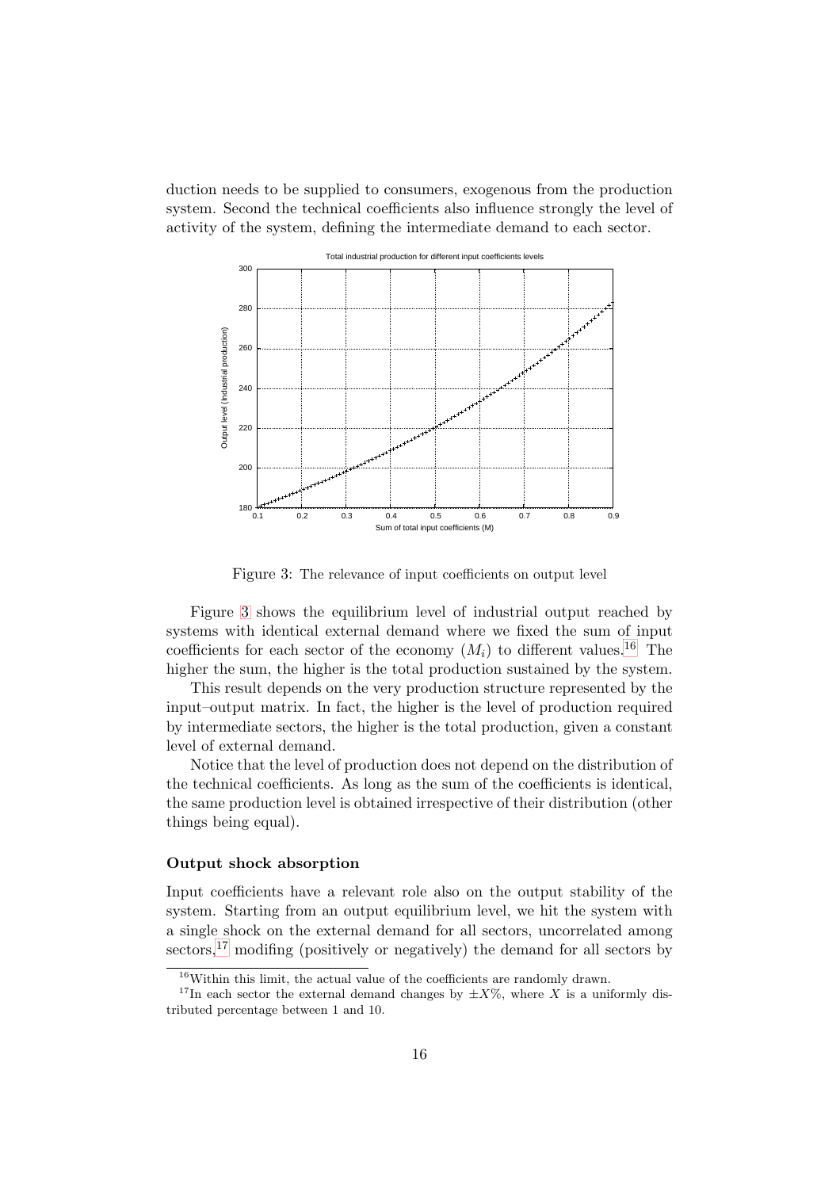duction needs to be supplied to consumers, exogenous from the production system. Second the technical coefficients also influence strongly the level of activity of the system, defining the intermediate demand to each sector.

Figure 3: The relevance of input coefficients on output level

Figure 3 shows the equilibrium level of industrial output reached by systems with identical external demand where we fixed the sum of input coefficients for each sector of the economy ($M_i$) to different values.[16] The higher the sum, the higher is the total production sustained by the system.

This result depends on the very production structure represented by the input–output matrix. In fact, the higher is the level of production required by intermediate sectors, the higher is the total production, given a constant level of external demand.

Notice that the level of production does not depend on the distribution of the technical coefficients. As long as the sum of the coefficients is identical, the same production level is obtained irrespective of their distribution (other things being equal).

**Output shock absorption**

Input coefficients have a relevant role also on the output stability of the system. Starting from an output equilibrium level, we hit the system with a single shock on the external demand for all sectors, uncorrelated among sectors,[17] modifing (positively or negatively) the demand for all sectors by

[16] Within this limit, the actual value of the coefficients are randomly drawn.

[17] In each sector the external demand changes by $\pm X\%$, where $X$ is a uniformly distributed percentage between 1 and 10.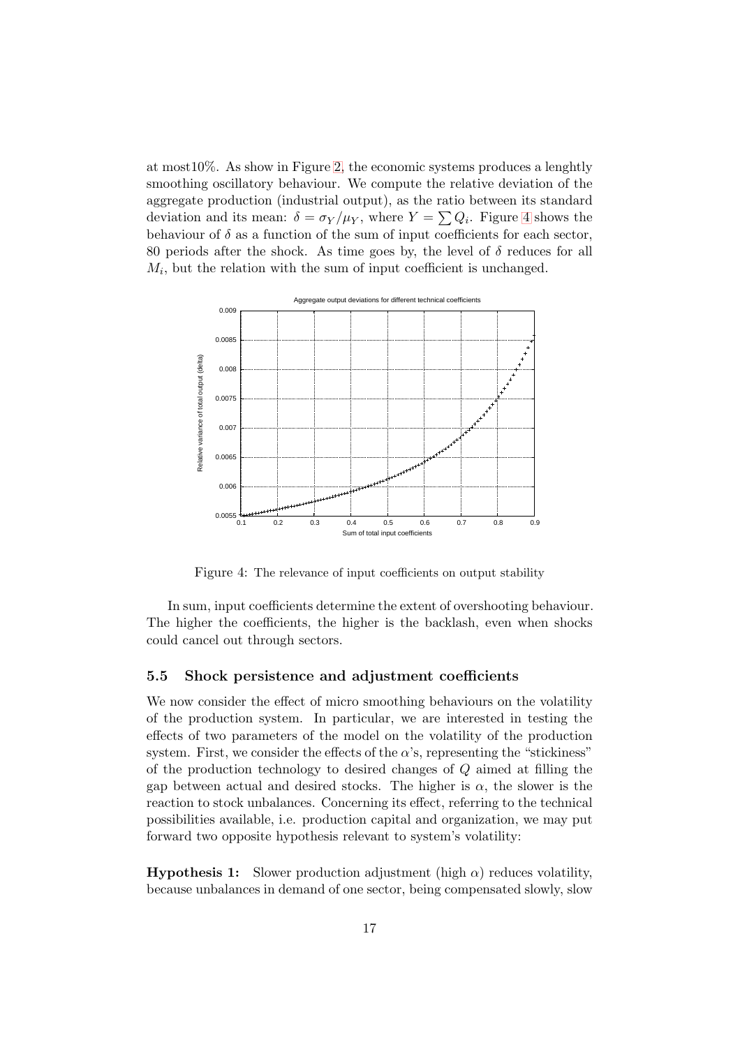at most10%. As show in Figure 2, the economic systems produces a lenghtly smoothing oscillatory behaviour. We compute the relative deviation of the aggregate production (industrial output), as the ratio between its standard deviation and its mean: $\delta = \sigma_Y / \mu_Y$, where $Y = \sum Q_i$. Figure 4 shows the behaviour of $\delta$ as a function of the sum of input coefficients for each sector, 80 periods after the shock. As time goes by, the level of $\delta$ reduces for all $M_i$, but the relation with the sum of input coefficient is unchanged.

Figure 4: The relevance of input coefficients on output stability

In sum, input coefficients determine the extent of overshooting behaviour. The higher the coefficients, the higher is the backlash, even when shocks could cancel out through sectors.

### 5.5 Shock persistence and adjustment coefficients

We now consider the effect of micro smoothing behaviours on the volatility of the production system. In particular, we are interested in testing the effects of two parameters of the model on the volatility of the production system. First, we consider the effects of the $\alpha$'s, representing the "stickiness" of the production technology to desired changes of $Q$ aimed at filling the gap between actual and desired stocks. The higher is $\alpha$, the slower is the reaction to stock unbalances. Concerning its effect, referring to the technical possibilities available, i.e. production capital and organization, we may put forward two opposite hypothesis relevant to system's volatility:

**Hypothesis 1:** Slower production adjustment (high $\alpha$) reduces volatility, because unbalances in demand of one sector, being compensated slowly, slow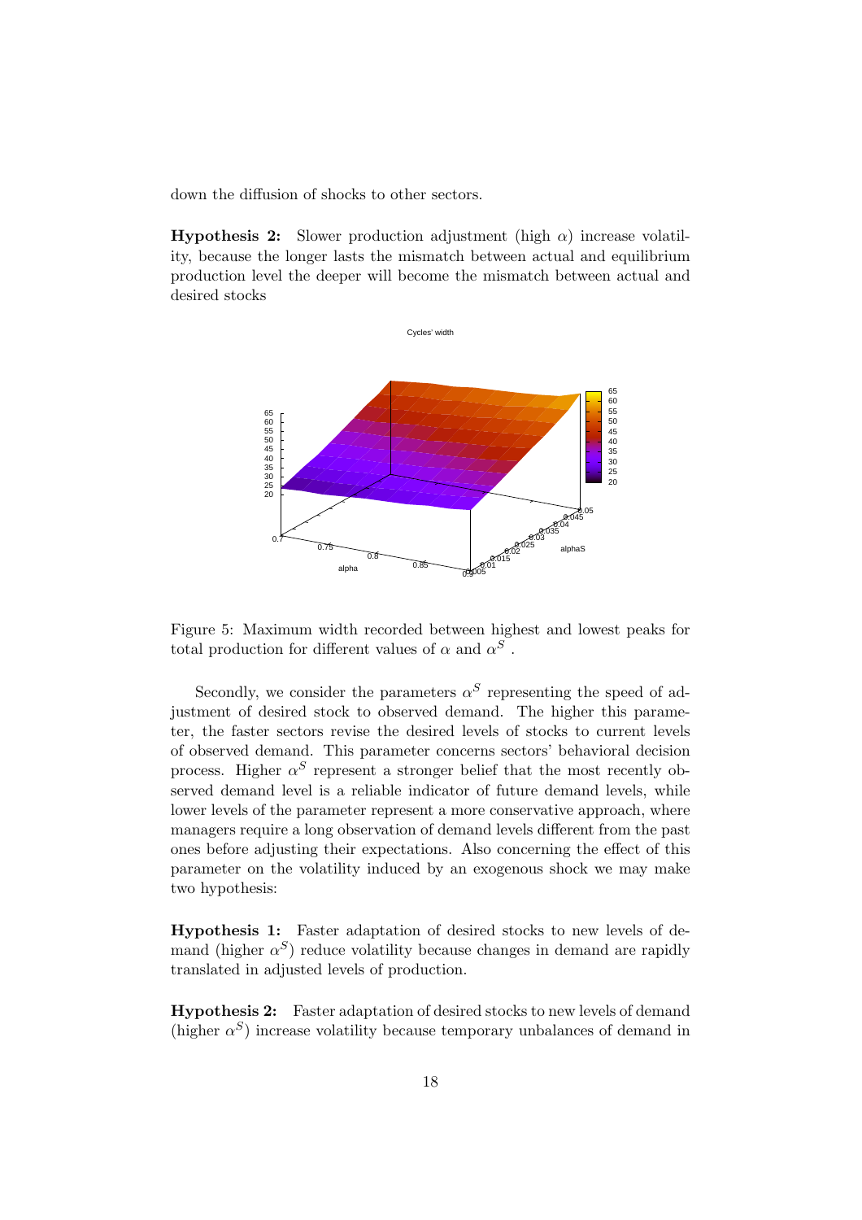down the diffusion of shocks to other sectors.

**Hypothesis 2:** Slower production adjustment (high $\alpha$) increase volatility, because the longer lasts the mismatch between actual and equilibrium production level the deeper will become the mismatch between actual and desired stocks

Figure 5: Maximum width recorded between highest and lowest peaks for total production for different values of $\alpha$ and $\alpha^S$ .

Secondly, we consider the parameters $\alpha^S$ representing the speed of adjustment of desired stock to observed demand. The higher this parameter, the faster sectors revise the desired levels of stocks to current levels of observed demand. This parameter concerns sectors' behavioral decision process. Higher $\alpha^S$ represent a stronger belief that the most recently observed demand level is a reliable indicator of future demand levels, while lower levels of the parameter represent a more conservative approach, where managers require a long observation of demand levels different from the past ones before adjusting their expectations. Also concerning the effect of this parameter on the volatility induced by an exogenous shock we may make two hypothesis:

**Hypothesis 1:** Faster adaptation of desired stocks to new levels of demand (higher $\alpha^S$) reduce volatility because changes in demand are rapidly translated in adjusted levels of production.

**Hypothesis 2:** Faster adaptation of desired stocks to new levels of demand (higher $\alpha^S$) increase volatility because temporary unbalances of demand in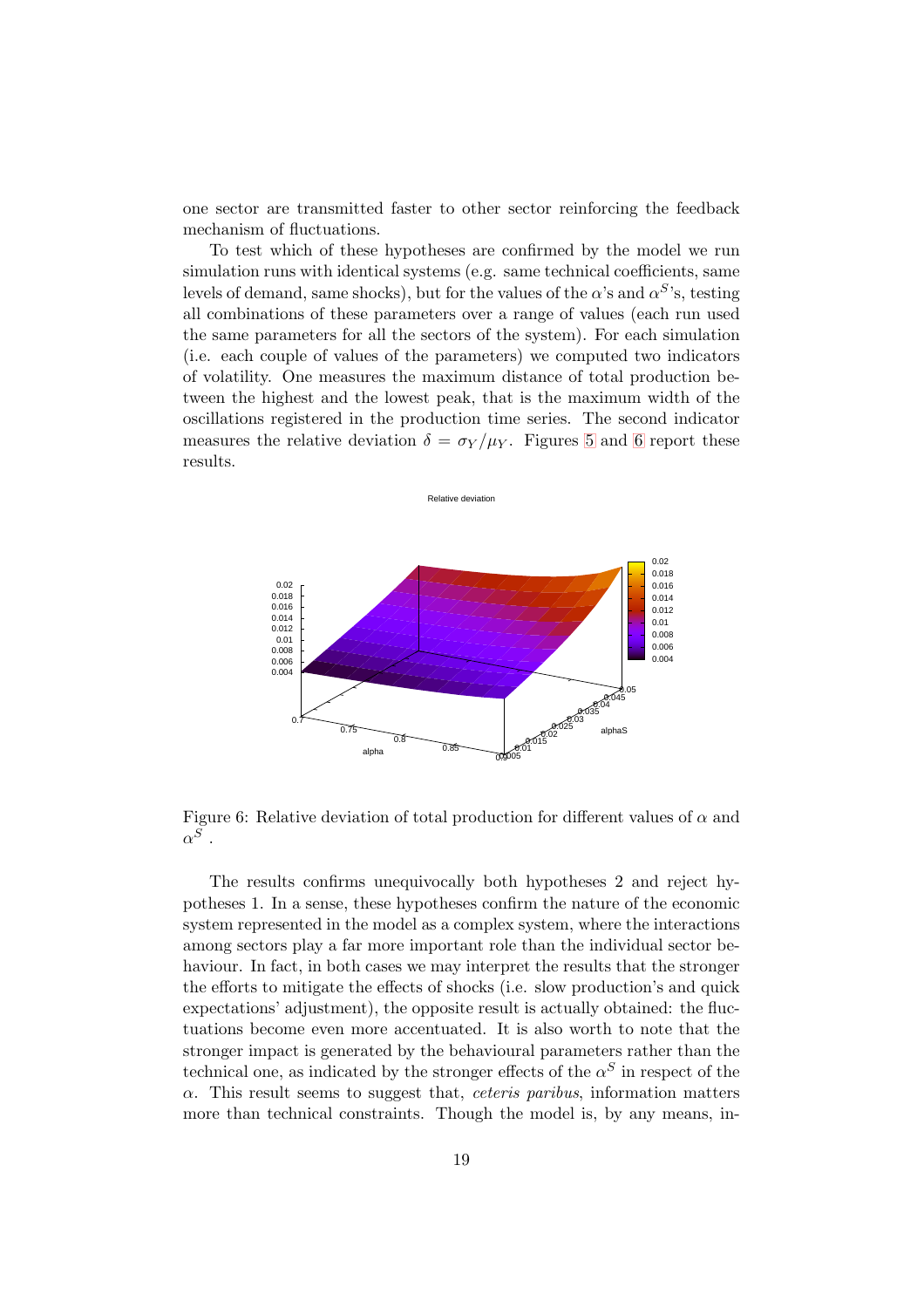one sector are transmitted faster to other sector reinforcing the feedback mechanism of fluctuations.

To test which of these hypotheses are confirmed by the model we run simulation runs with identical systems (e.g. same technical coefficients, same levels of demand, same shocks), but for the values of the $\alpha$'s and $\alpha^S$'s, testing all combinations of these parameters over a range of values (each run used the same parameters for all the sectors of the system). For each simulation (i.e. each couple of values of the parameters) we computed two indicators of volatility. One measures the maximum distance of total production between the highest and the lowest peak, that is the maximum width of the oscillations registered in the production time series. The second indicator measures the relative deviation $\delta = \sigma_Y / \mu_Y$. Figures 5 and 6 report these results.

Figure 6: Relative deviation of total production for different values of $\alpha$ and $\alpha^S$ .

The results confirms unequivocally both hypotheses 2 and reject hypotheses 1. In a sense, these hypotheses confirm the nature of the economic system represented in the model as a complex system, where the interactions among sectors play a far more important role than the individual sector behaviour. In fact, in both cases we may interpret the results that the stronger the efforts to mitigate the effects of shocks (i.e. slow production's and quick expectations' adjustment), the opposite result is actually obtained: the fluctuations become even more accentuated. It is also worth to note that the stronger impact is generated by the behavioural parameters rather than the technical one, as indicated by the stronger effects of the $\alpha^S$ in respect of the $\alpha$. This result seems to suggest that, *ceteris paribus*, information matters more than technical constraints. Though the model is, by any means, in-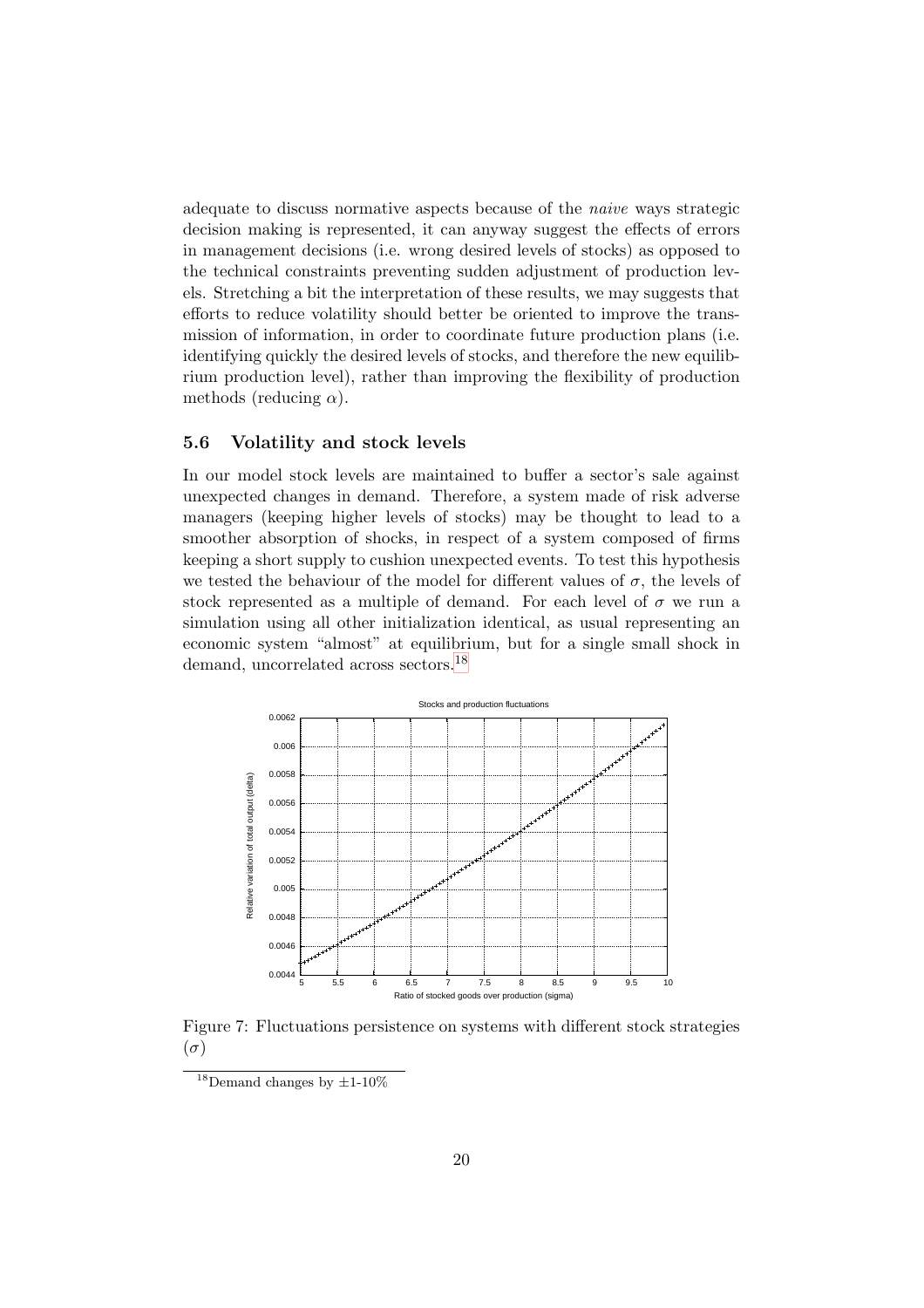adequate to discuss normative aspects because of the *naive* ways strategic decision making is represented, it can anyway suggest the effects of errors in management decisions (i.e. wrong desired levels of stocks) as opposed to the technical constraints preventing sudden adjustment of production levels. Stretching a bit the interpretation of these results, we may suggests that efforts to reduce volatility should better be oriented to improve the transmission of information, in order to coordinate future production plans (i.e. identifying quickly the desired levels of stocks, and therefore the new equilibrium production level), rather than improving the flexibility of production methods (reducing $\alpha$).

### 5.6 Volatility and stock levels

In our model stock levels are maintained to buffer a sector's sale against unexpected changes in demand. Therefore, a system made of risk adverse managers (keeping higher levels of stocks) may be thought to lead to a smoother absorption of shocks, in respect of a system composed of firms keeping a short supply to cushion unexpected events. To test this hypothesis we tested the behaviour of the model for different values of $\sigma$, the levels of stock represented as a multiple of demand. For each level of $\sigma$ we run a simulation using all other initialization identical, as usual representing an economic system "almost" at equilibrium, but for a single small shock in demand, uncorrelated across sectors.[18]

Figure 7: Fluctuations persistence on systems with different stock strategies ($\sigma$)

[18] Demand changes by $\pm$1-10%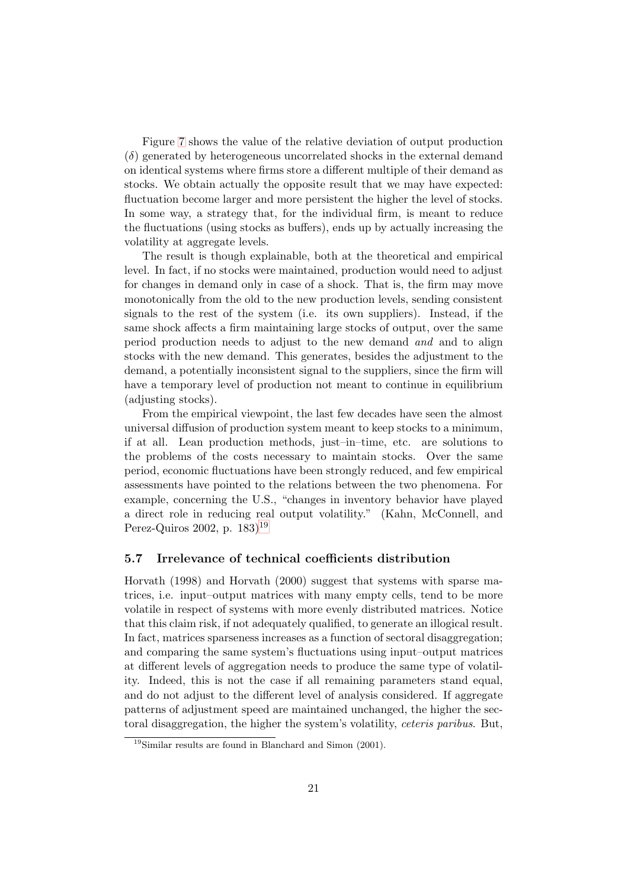Figure 7 shows the value of the relative deviation of output production ($\delta$) generated by heterogeneous uncorrelated shocks in the external demand on identical systems where firms store a different multiple of their demand as stocks. We obtain actually the opposite result that we may have expected: fluctuation become larger and more persistent the higher the level of stocks. In some way, a strategy that, for the individual firm, is meant to reduce the fluctuations (using stocks as buffers), ends up by actually increasing the volatility at aggregate levels.

The result is though explainable, both at the theoretical and empirical level. In fact, if no stocks were maintained, production would need to adjust for changes in demand only in case of a shock. That is, the firm may move monotonically from the old to the new production levels, sending consistent signals to the rest of the system (i.e. its own suppliers). Instead, if the same shock affects a firm maintaining large stocks of output, over the same period production needs to adjust to the new demand *and* and to align stocks with the new demand. This generates, besides the adjustment to the demand, a potentially inconsistent signal to the suppliers, since the firm will have a temporary level of production not meant to continue in equilibrium (adjusting stocks).

From the empirical viewpoint, the last few decades have seen the almost universal diffusion of production system meant to keep stocks to a minimum, if at all. Lean production methods, just–in–time, etc. are solutions to the problems of the costs necessary to maintain stocks. Over the same period, economic fluctuations have been strongly reduced, and few empirical assessments have pointed to the relations between the two phenomena. For example, concerning the U.S., "changes in inventory behavior have played a direct role in reducing real output volatility." (Kahn, McConnell, and Perez-Quiros 2002, p. 183)[19]

### 5.7 Irrelevance of technical coefficients distribution

Horvath (1998) and Horvath (2000) suggest that systems with sparse matrices, i.e. input–output matrices with many empty cells, tend to be more volatile in respect of systems with more evenly distributed matrices. Notice that this claim risk, if not adequately qualified, to generate an illogical result. In fact, matrices sparseness increases as a function of sectoral disaggregation; and comparing the same system's fluctuations using input–output matrices at different levels of aggregation needs to produce the same type of volatility. Indeed, this is not the case if all remaining parameters stand equal, and do not adjust to the different level of analysis considered. If aggregate patterns of adjustment speed are maintained unchanged, the higher the sectoral disaggregation, the higher the system's volatility, *ceteris paribus.* But,

[19] Similar results are found in Blanchard and Simon (2001).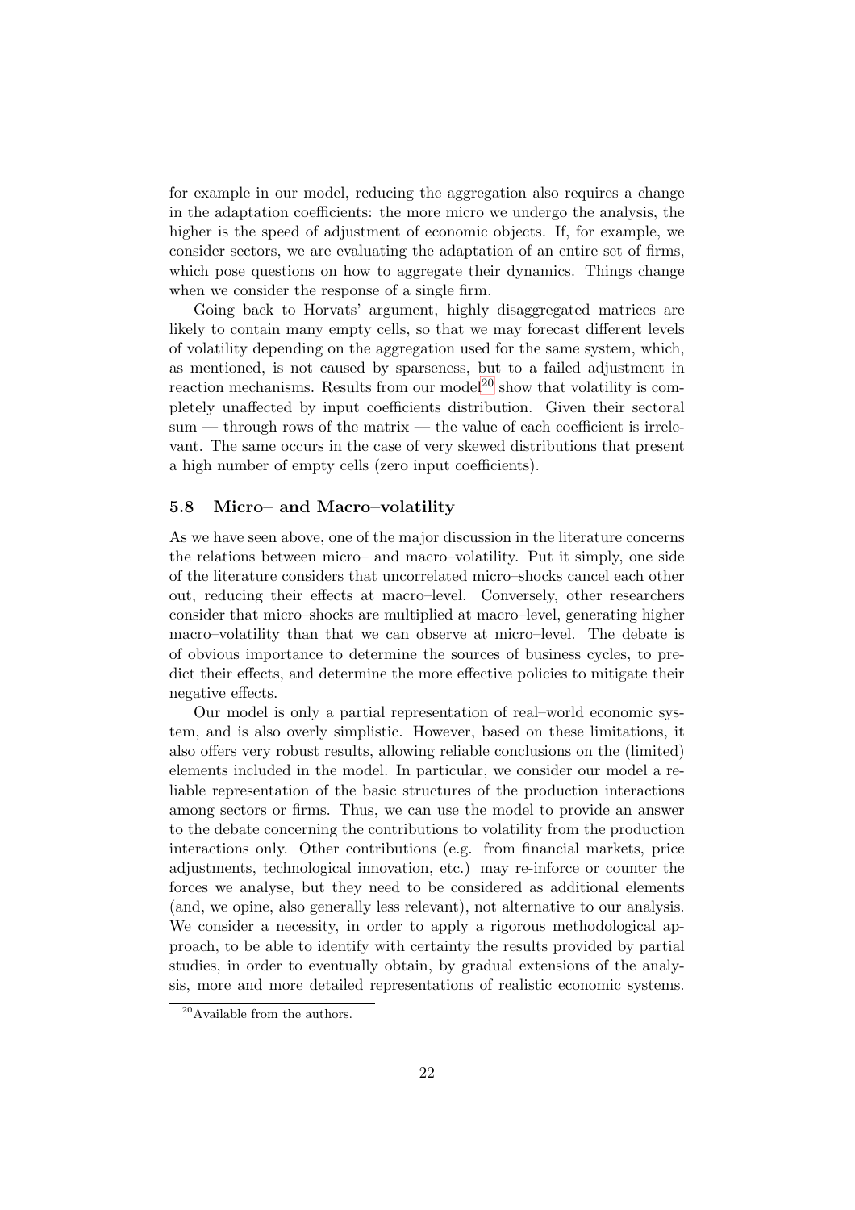for example in our model, reducing the aggregation also requires a change in the adaptation coefficients: the more micro we undergo the analysis, the higher is the speed of adjustment of economic objects. If, for example, we consider sectors, we are evaluating the adaptation of an entire set of firms, which pose questions on how to aggregate their dynamics. Things change when we consider the response of a single firm.

Going back to Horvats' argument, highly disaggregated matrices are likely to contain many empty cells, so that we may forecast different levels of volatility depending on the aggregation used for the same system, which, as mentioned, is not caused by sparseness, but to a failed adjustment in reaction mechanisms. Results from our model[20] show that volatility is completely unaffected by input coefficients distribution. Given their sectoral sum — through rows of the matrix — the value of each coefficient is irrelevant. The same occurs in the case of very skewed distributions that present a high number of empty cells (zero input coefficients).

### 5.8 Micro– and Macro–volatility

As we have seen above, one of the major discussion in the literature concerns the relations between micro– and macro–volatility. Put it simply, one side of the literature considers that uncorrelated micro–shocks cancel each other out, reducing their effects at macro–level. Conversely, other researchers consider that micro–shocks are multiplied at macro–level, generating higher macro–volatility than that we can observe at micro–level. The debate is of obvious importance to determine the sources of business cycles, to predict their effects, and determine the more effective policies to mitigate their negative effects.

Our model is only a partial representation of real–world economic system, and is also overly simplistic. However, based on these limitations, it also offers very robust results, allowing reliable conclusions on the (limited) elements included in the model. In particular, we consider our model a reliable representation of the basic structures of the production interactions among sectors or firms. Thus, we can use the model to provide an answer to the debate concerning the contributions to volatility from the production interactions only. Other contributions (e.g. from financial markets, price adjustments, technological innovation, etc.) may re-inforce or counter the forces we analyse, but they need to be considered as additional elements (and, we opine, also generally less relevant), not alternative to our analysis. We consider a necessity, in order to apply a rigorous methodological approach, to be able to identify with certainty the results provided by partial studies, in order to eventually obtain, by gradual extensions of the analysis, more and more detailed representations of realistic economic systems.

[20] Available from the authors.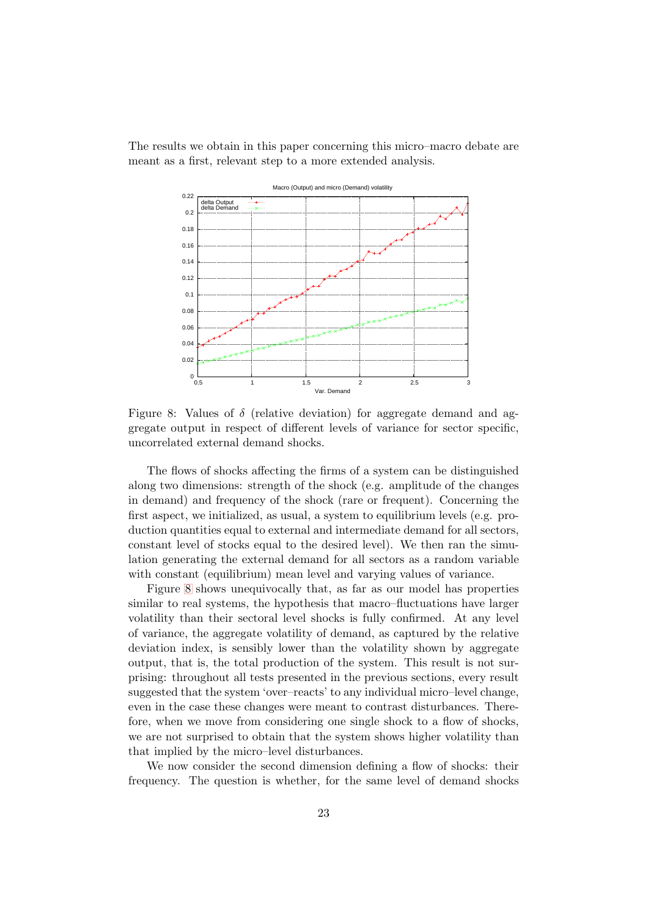The results we obtain in this paper concerning this micro–macro debate are meant as a first, relevant step to a more extended analysis.

Figure 8: Values of $\delta$ (relative deviation) for aggregate demand and aggregate output in respect of different levels of variance for sector specific, uncorrelated external demand shocks.

The flows of shocks affecting the firms of a system can be distinguished along two dimensions: strength of the shock (e.g. amplitude of the changes in demand) and frequency of the shock (rare or frequent). Concerning the first aspect, we initialized, as usual, a system to equilibrium levels (e.g. production quantities equal to external and intermediate demand for all sectors, constant level of stocks equal to the desired level). We then ran the simulation generating the external demand for all sectors as a random variable with constant (equilibrium) mean level and varying values of variance.

Figure 8 shows unequivocally that, as far as our model has properties similar to real systems, the hypothesis that macro–fluctuations have larger volatility than their sectoral level shocks is fully confirmed. At any level of variance, the aggregate volatility of demand, as captured by the relative deviation index, is sensibly lower than the volatility shown by aggregate output, that is, the total production of the system. This result is not surprising: throughout all tests presented in the previous sections, every result suggested that the system 'over–reacts' to any individual micro–level change, even in the case these changes were meant to contrast disturbances. Therefore, when we move from considering one single shock to a flow of shocks, we are not surprised to obtain that the system shows higher volatility than that implied by the micro–level disturbances.

We now consider the second dimension defining a flow of shocks: their frequency. The question is whether, for the same level of demand shocks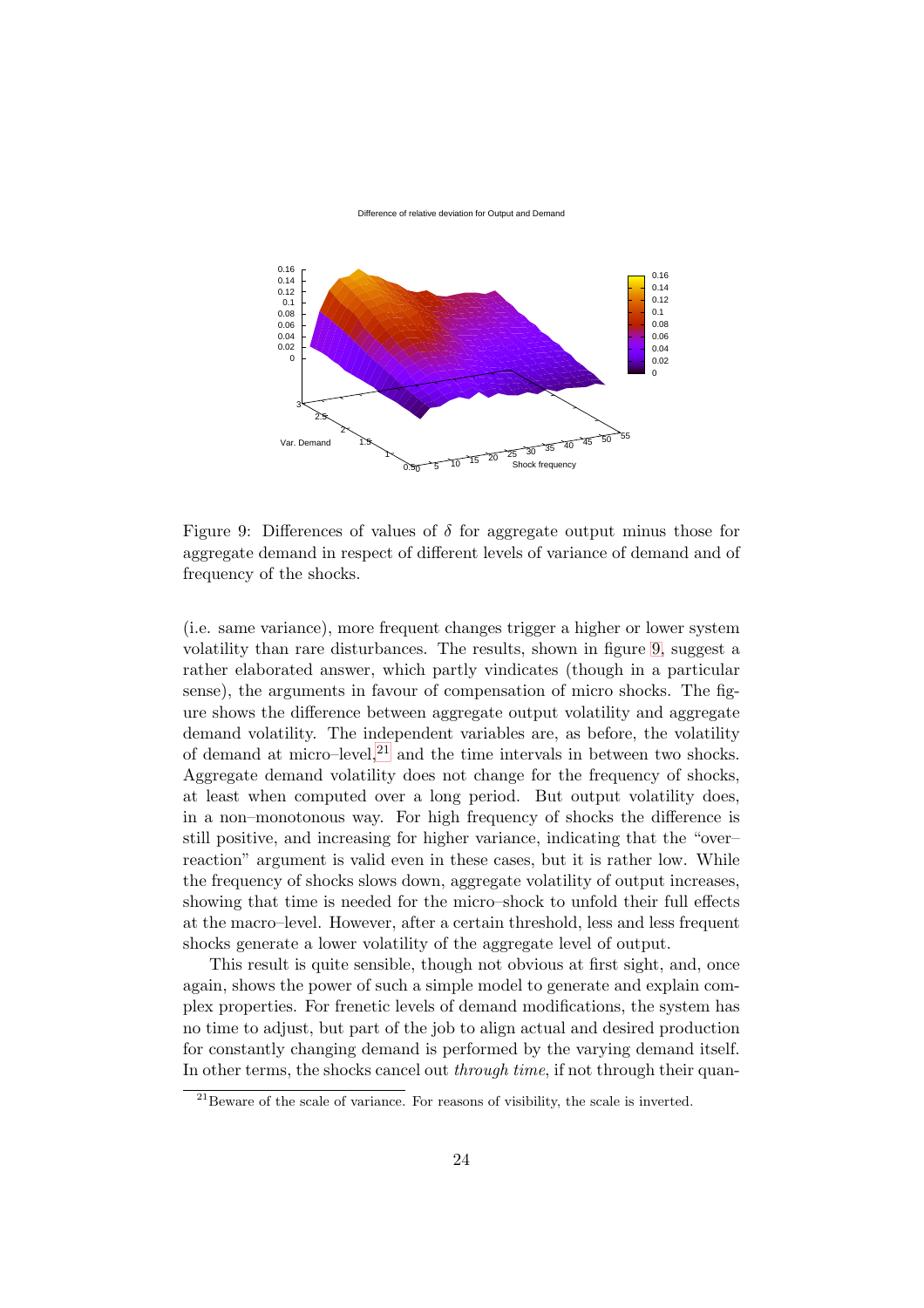Figure 9: Differences of values of $\delta$ for aggregate output minus those for aggregate demand in respect of different levels of variance of demand and of frequency of the shocks.

(i.e. same variance), more frequent changes trigger a higher or lower system volatility than rare disturbances. The results, shown in figure 9, suggest a rather elaborated answer, which partly vindicates (though in a particular sense), the arguments in favour of compensation of micro shocks. The figure shows the difference between aggregate output volatility and aggregate demand volatility. The independent variables are, as before, the volatility of demand at micro–level,[21] and the time intervals in between two shocks. Aggregate demand volatility does not change for the frequency of shocks, at least when computed over a long period. But output volatility does, in a non–monotonous way. For high frequency of shocks the difference is still positive, and increasing for higher variance, indicating that the "over–reaction" argument is valid even in these cases, but it is rather low. While the frequency of shocks slows down, aggregate volatility of output increases, showing that time is needed for the micro–shock to unfold their full effects at the macro–level. However, after a certain threshold, less and less frequent shocks generate a lower volatility of the aggregate level of output.

This result is quite sensible, though not obvious at first sight, and, once again, shows the power of such a simple model to generate and explain complex properties. For frenetic levels of demand modifications, the system has no time to adjust, but part of the job to align actual and desired production for constantly changing demand is performed by the varying demand itself. In other terms, the shocks cancel out *through time*, if not through their quan-

[21] Beware of the scale of variance. For reasons of visibility, the scale is inverted.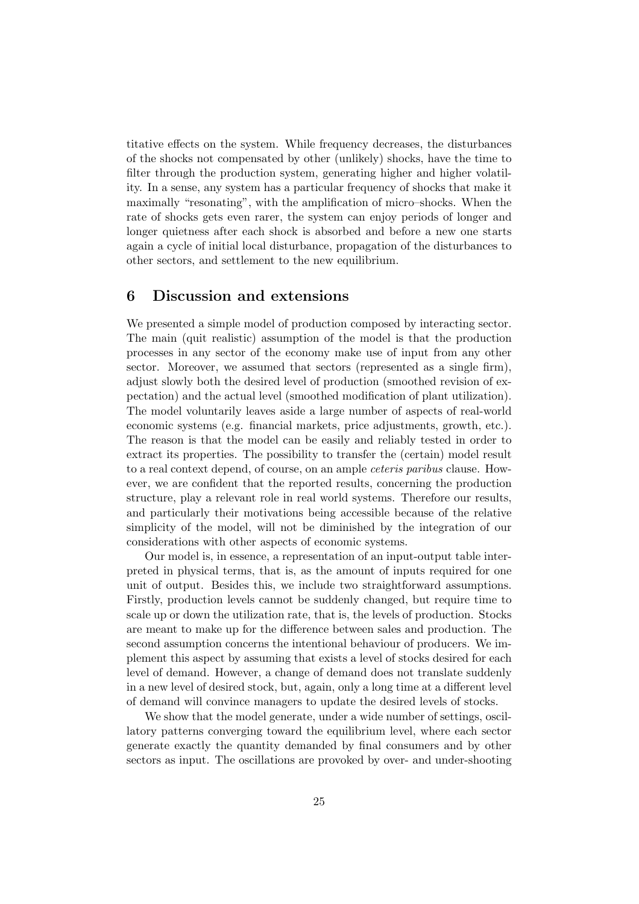titative effects on the system. While frequency decreases, the disturbances of the shocks not compensated by other (unlikely) shocks, have the time to filter through the production system, generating higher and higher volatility. In a sense, any system has a particular frequency of shocks that make it maximally "resonating", with the amplification of micro–shocks. When the rate of shocks gets even rarer, the system can enjoy periods of longer and longer quietness after each shock is absorbed and before a new one starts again a cycle of initial local disturbance, propagation of the disturbances to other sectors, and settlement to the new equilibrium.

## 6 Discussion and extensions

We presented a simple model of production composed by interacting sector. The main (quit realistic) assumption of the model is that the production processes in any sector of the economy make use of input from any other sector. Moreover, we assumed that sectors (represented as a single firm), adjust slowly both the desired level of production (smoothed revision of expectation) and the actual level (smoothed modification of plant utilization). The model voluntarily leaves aside a large number of aspects of real-world economic systems (e.g. financial markets, price adjustments, growth, etc.). The reason is that the model can be easily and reliably tested in order to extract its properties. The possibility to transfer the (certain) model result to a real context depend, of course, on an ample *ceteris paribus* clause. However, we are confident that the reported results, concerning the production structure, play a relevant role in real world systems. Therefore our results, and particularly their motivations being accessible because of the relative simplicity of the model, will not be diminished by the integration of our considerations with other aspects of economic systems.

Our model is, in essence, a representation of an input-output table interpreted in physical terms, that is, as the amount of inputs required for one unit of output. Besides this, we include two straightforward assumptions. Firstly, production levels cannot be suddenly changed, but require time to scale up or down the utilization rate, that is, the levels of production. Stocks are meant to make up for the difference between sales and production. The second assumption concerns the intentional behaviour of producers. We implement this aspect by assuming that exists a level of stocks desired for each level of demand. However, a change of demand does not translate suddenly in a new level of desired stock, but, again, only a long time at a different level of demand will convince managers to update the desired levels of stocks.

We show that the model generate, under a wide number of settings, oscillatory patterns converging toward the equilibrium level, where each sector generate exactly the quantity demanded by final consumers and by other sectors as input. The oscillations are provoked by over- and under-shooting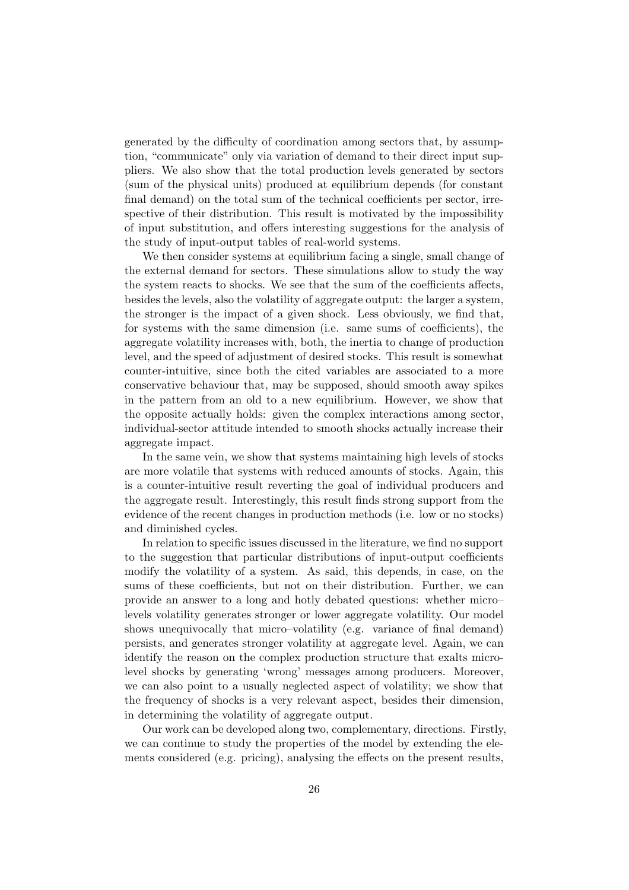generated by the difficulty of coordination among sectors that, by assumption, "communicate" only via variation of demand to their direct input suppliers. We also show that the total production levels generated by sectors (sum of the physical units) produced at equilibrium depends (for constant final demand) on the total sum of the technical coefficients per sector, irrespective of their distribution. This result is motivated by the impossibility of input substitution, and offers interesting suggestions for the analysis of the study of input-output tables of real-world systems.

We then consider systems at equilibrium facing a single, small change of the external demand for sectors. These simulations allow to study the way the system reacts to shocks. We see that the sum of the coefficients affects, besides the levels, also the volatility of aggregate output: the larger a system, the stronger is the impact of a given shock. Less obviously, we find that, for systems with the same dimension (i.e. same sums of coefficients), the aggregate volatility increases with, both, the inertia to change of production level, and the speed of adjustment of desired stocks. This result is somewhat counter-intuitive, since both the cited variables are associated to a more conservative behaviour that, may be supposed, should smooth away spikes in the pattern from an old to a new equilibrium. However, we show that the opposite actually holds: given the complex interactions among sector, individual-sector attitude intended to smooth shocks actually increase their aggregate impact.

In the same vein, we show that systems maintaining high levels of stocks are more volatile that systems with reduced amounts of stocks. Again, this is a counter-intuitive result reverting the goal of individual producers and the aggregate result. Interestingly, this result finds strong support from the evidence of the recent changes in production methods (i.e. low or no stocks) and diminished cycles.

In relation to specific issues discussed in the literature, we find no support to the suggestion that particular distributions of input-output coefficients modify the volatility of a system. As said, this depends, in case, on the sums of these coefficients, but not on their distribution. Further, we can provide an answer to a long and hotly debated questions: whether micro–levels volatility generates stronger or lower aggregate volatility. Our model shows unequivocally that micro–volatility (e.g. variance of final demand) persists, and generates stronger volatility at aggregate level. Again, we can identify the reason on the complex production structure that exalts micro-level shocks by generating 'wrong' messages among producers. Moreover, we can also point to a usually neglected aspect of volatility; we show that the frequency of shocks is a very relevant aspect, besides their dimension, in determining the volatility of aggregate output.

Our work can be developed along two, complementary, directions. Firstly, we can continue to study the properties of the model by extending the elements considered (e.g. pricing), analysing the effects on the present results,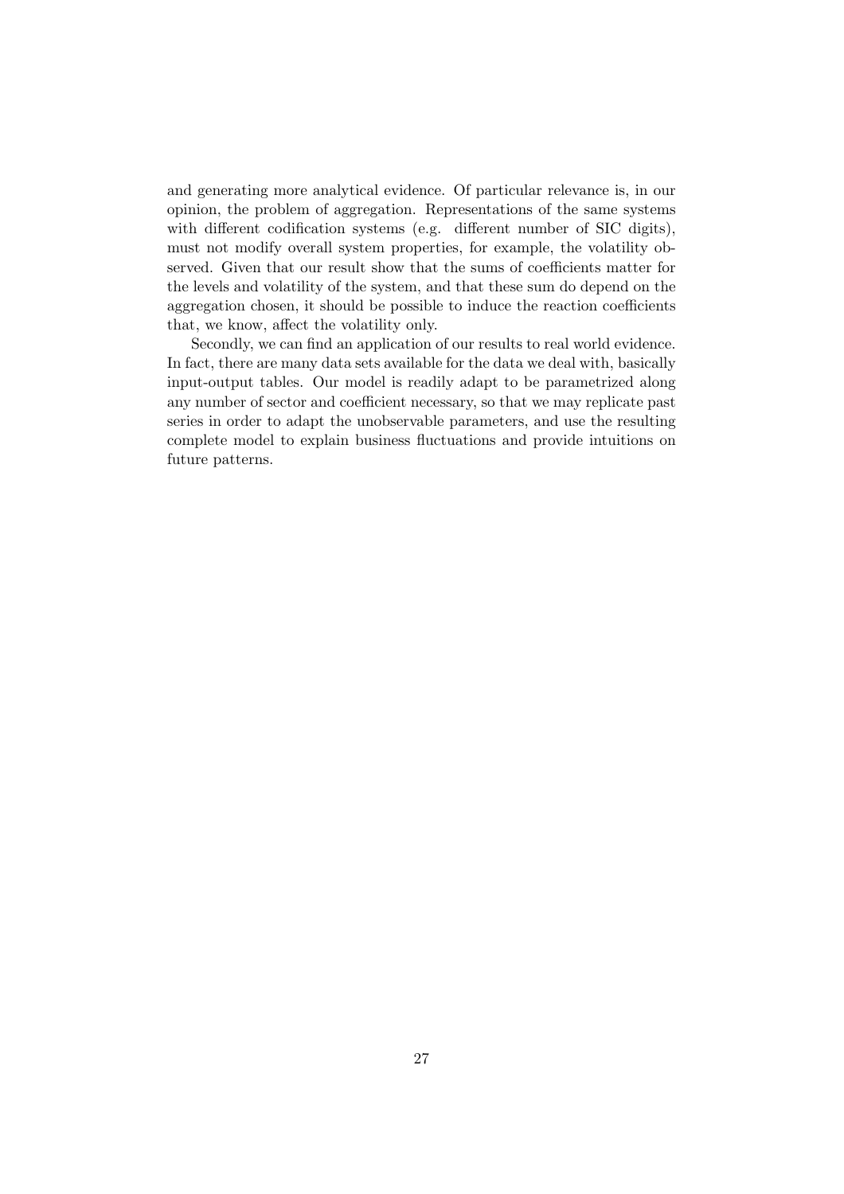and generating more analytical evidence. Of particular relevance is, in our opinion, the problem of aggregation. Representations of the same systems with different codification systems (e.g. different number of SIC digits), must not modify overall system properties, for example, the volatility observed. Given that our result show that the sums of coefficients matter for the levels and volatility of the system, and that these sum do depend on the aggregation chosen, it should be possible to induce the reaction coefficients that, we know, affect the volatility only.

Secondly, we can find an application of our results to real world evidence. In fact, there are many data sets available for the data we deal with, basically input-output tables. Our model is readily adapt to be parametrized along any number of sector and coefficient necessary, so that we may replicate past series in order to adapt the unobservable parameters, and use the resulting complete model to explain business fluctuations and provide intuitions on future patterns.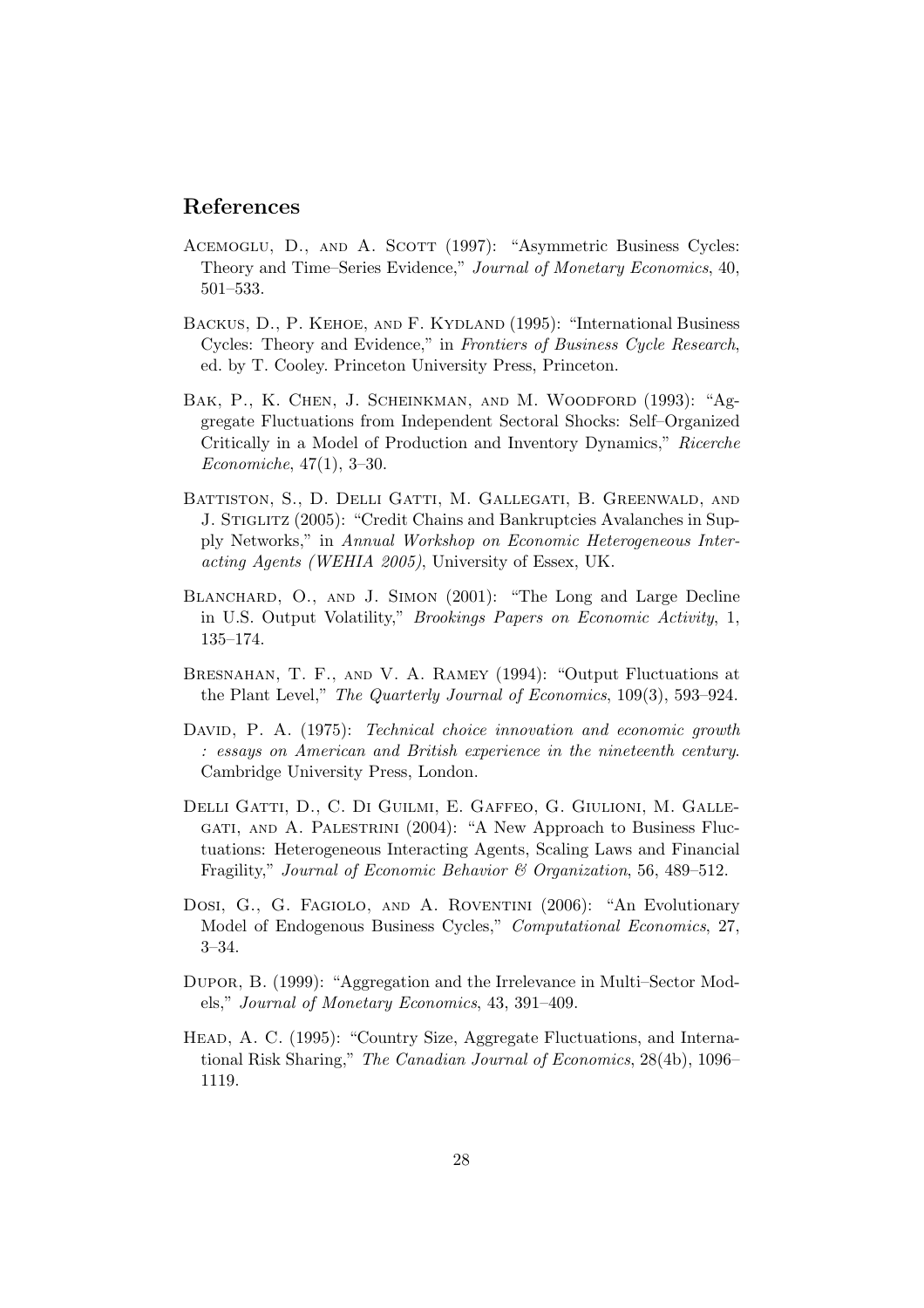## References

Acemoglu, D., and A. Scott (1997): "Asymmetric Business Cycles: Theory and Time–Series Evidence," *Journal of Monetary Economics*, 40, 501–533.

Backus, D., P. Kehoe, and F. Kydland (1995): "International Business Cycles: Theory and Evidence," in *Frontiers of Business Cycle Research*, ed. by T. Cooley. Princeton University Press, Princeton.

Bak, P., K. Chen, J. Scheinkman, and M. Woodford (1993): "Aggregate Fluctuations from Independent Sectoral Shocks: Self–Organized Critically in a Model of Production and Inventory Dynamics," *Ricerche Economiche*, 47(1), 3–30.

Battiston, S., D. Delli Gatti, M. Gallegati, B. Greenwald, and J. Stiglitz (2005): "Credit Chains and Bankruptcies Avalanches in Supply Networks," in *Annual Workshop on Economic Heterogeneous Interacting Agents (WEHIA 2005)*, University of Essex, UK.

Blanchard, O., and J. Simon (2001): "The Long and Large Decline in U.S. Output Volatility," *Brookings Papers on Economic Activity*, 1, 135–174.

Bresnahan, T. F., and V. A. Ramey (1994): "Output Fluctuations at the Plant Level," *The Quarterly Journal of Economics*, 109(3), 593–924.

David, P. A. (1975): *Technical choice innovation and economic growth : essays on American and British experience in the nineteenth century.* Cambridge University Press, London.

Delli Gatti, D., C. Di Guilmi, E. Gaffeo, G. Giulioni, M. Gallegati, and A. Palestrini (2004): "A New Approach to Business Fluctuations: Heterogeneous Interacting Agents, Scaling Laws and Financial Fragility," *Journal of Economic Behavior & Organization*, 56, 489–512.

Dosi, G., G. Fagiolo, and A. Roventini (2006): "An Evolutionary Model of Endogenous Business Cycles," *Computational Economics*, 27, 3–34.

Dupor, B. (1999): "Aggregation and the Irrelevance in Multi–Sector Models," *Journal of Monetary Economics*, 43, 391–409.

Head, A. C. (1995): "Country Size, Aggregate Fluctuations, and International Risk Sharing," *The Canadian Journal of Economics*, 28(4b), 1096–1119.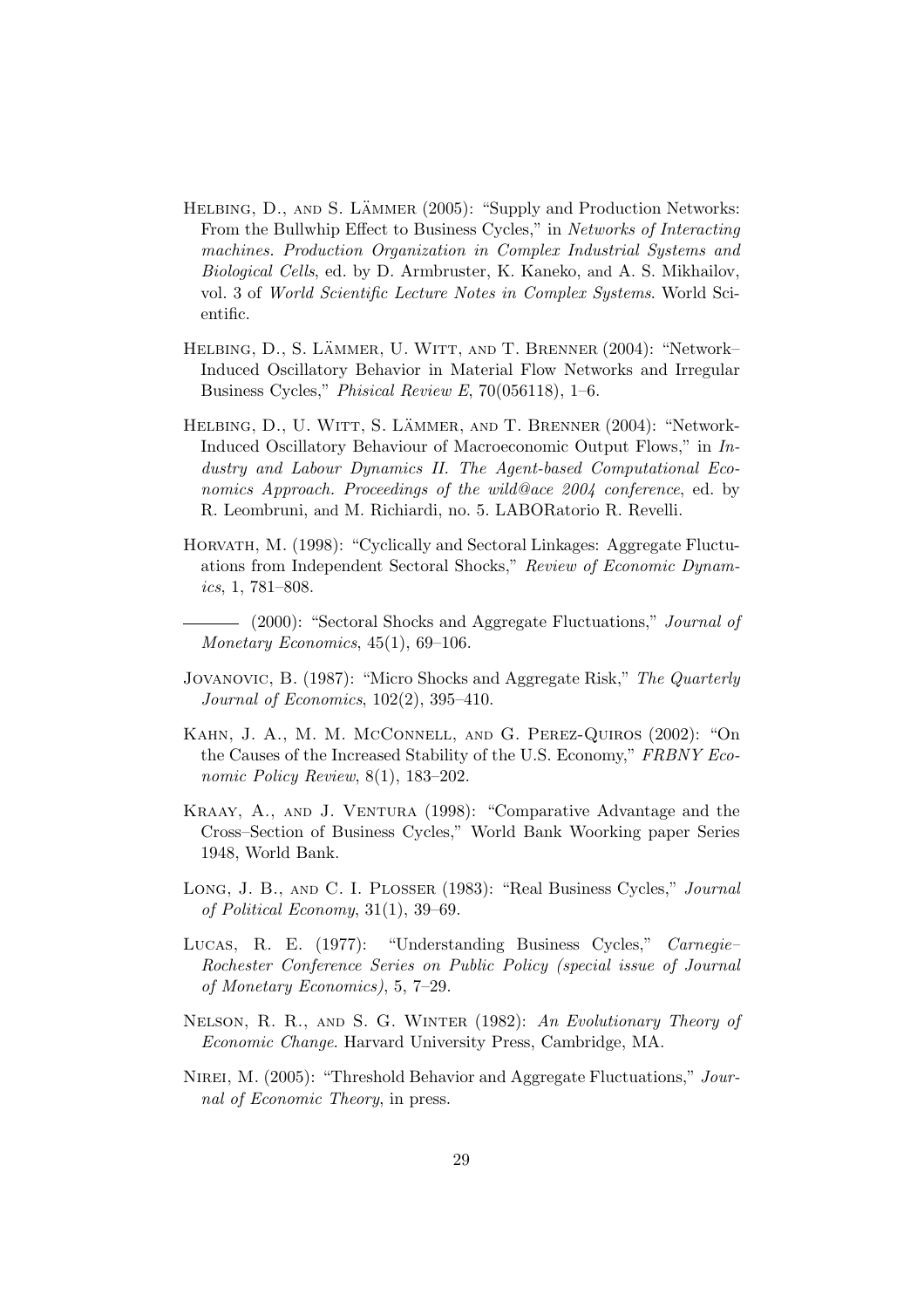Helbing, D., and S. Lämmer (2005): "Supply and Production Networks: From the Bullwhip Effect to Business Cycles," in *Networks of Interacting machines. Production Organization in Complex Industrial Systems and Biological Cells*, ed. by D. Armbruster, K. Kaneko, and A. S. Mikhailov, vol. 3 of *World Scientific Lecture Notes in Complex Systems*. World Scientific.

Helbing, D., S. Lämmer, U. Witt, and T. Brenner (2004): "Network–Induced Oscillatory Behavior in Material Flow Networks and Irregular Business Cycles," *Phisical Review E*, 70(056118), 1–6.

Helbing, D., U. Witt, S. Lämmer, and T. Brenner (2004): "Network-Induced Oscillatory Behaviour of Macroeconomic Output Flows," in *Industry and Labour Dynamics II. The Agent-based Computational Economics Approach. Proceedings of the wild@ace 2004 conference*, ed. by R. Leombruni, and M. Richiardi, no. 5. LABORatorio R. Revelli.

Horvath, M. (1998): "Cyclically and Sectoral Linkages: Aggregate Fluctuations from Independent Sectoral Shocks," *Review of Economic Dynamics*, 1, 781–808.

——— (2000): "Sectoral Shocks and Aggregate Fluctuations," *Journal of Monetary Economics*, 45(1), 69–106.

Jovanovic, B. (1987): "Micro Shocks and Aggregate Risk," *The Quarterly Journal of Economics*, 102(2), 395–410.

Kahn, J. A., M. M. McConnell, and G. Perez-Quiros (2002): "On the Causes of the Increased Stability of the U.S. Economy," *FRBNY Economic Policy Review*, 8(1), 183–202.

Kraay, A., and J. Ventura (1998): "Comparative Advantage and the Cross–Section of Business Cycles," World Bank Woorking paper Series 1948, World Bank.

Long, J. B., and C. I. Plosser (1983): "Real Business Cycles," *Journal of Political Economy*, 31(1), 39–69.

Lucas, R. E. (1977): "Understanding Business Cycles," *Carnegie–Rochester Conference Series on Public Policy (special issue of Journal of Monetary Economics)*, 5, 7–29.

Nelson, R. R., and S. G. Winter (1982): *An Evolutionary Theory of Economic Change*. Harvard University Press, Cambridge, MA.

Nirei, M. (2005): "Threshold Behavior and Aggregate Fluctuations," *Journal of Economic Theory*, in press.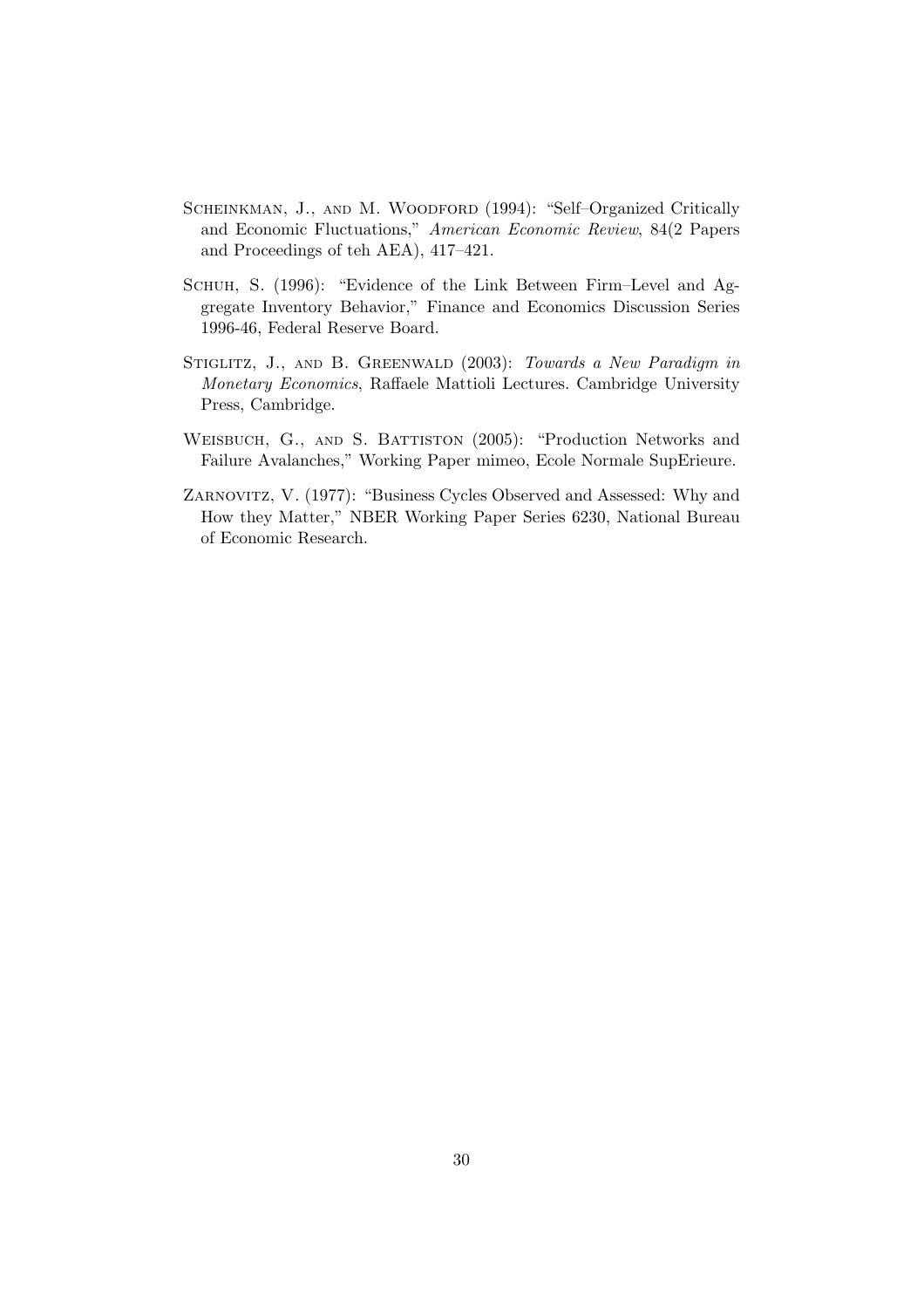Scheinkman, J., and M. Woodford (1994): "Self–Organized Critically and Economic Fluctuations," *American Economic Review*, 84(2 Papers and Proceedings of teh AEA), 417–421.

Schuh, S. (1996): "Evidence of the Link Between Firm–Level and Aggregate Inventory Behavior," Finance and Economics Discussion Series 1996-46, Federal Reserve Board.

Stiglitz, J., and B. Greenwald (2003): *Towards a New Paradigm in Monetary Economics*, Raffaele Mattioli Lectures. Cambridge University Press, Cambridge.

Weisbuch, G., and S. Battiston (2005): "Production Networks and Failure Avalanches," Working Paper mimeo, Ecole Normale SupErieure.

Zarnovitz, V. (1977): "Business Cycles Observed and Assessed: Why and How they Matter," NBER Working Paper Series 6230, National Bureau of Economic Research.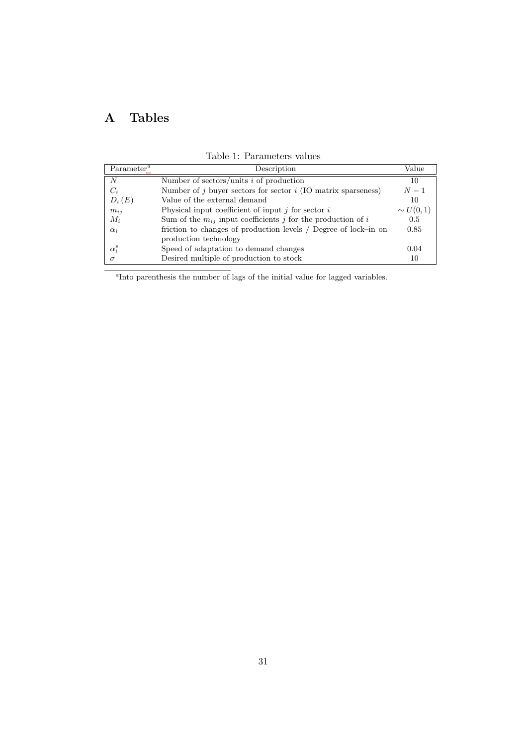# A Tables

Table 1: Parameters values

| Parameter[a] | Description | Value |
|---|---|---|
| $N$ | Number of sectors/units $i$ of production | 10 |
| $C_i$ | Number of $j$ buyer sectors for sector $i$ (IO matrix sparseness) | $N-1$ |
| $D_i\,(E)$ | Value of the external demand | 10 |
| $m_{ij}$ | Physical input coefficient of input $j$ for sector $i$ | $\sim U(0,1)$ |
| $M_i$ | Sum of the $m_{ij}$ input coefficients $j$ for the production of $i$ | 0.5 |
| $\alpha_i$ | friction to changes of production levels / Degree of lock–in on production technology | 0.85 |
| $\alpha_i^s$ | Speed of adaptation to demand changes | 0.04 |
| $\sigma$ | Desired multiple of production to stock | 10 |

[a]Into parenthesis the number of lags of the initial value for lagged variables.